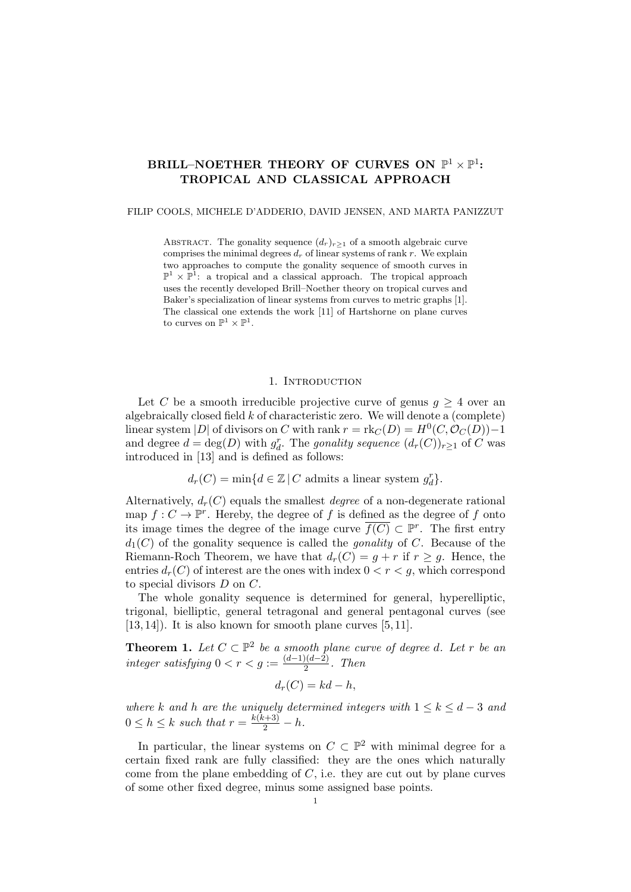# BRILL–NOETHER THEORY OF CURVES ON $\mathbb{P}^1 \times \mathbb{P}^1$: TROPICAL AND CLASSICAL APPROACH

FILIP COOLS, MICHELE D'ADDERIO, DAVID JENSEN, AND MARTA PANIZZUT

Abstract. The gonality sequence $(d_r)_{r\geq 1}$ of a smooth algebraic curve comprises the minimal degrees $d_r$ of linear systems of rank $r$. We explain two approaches to compute the gonality sequence of smooth curves in $\mathbb{P}^1 \times \mathbb{P}^1$: a tropical and a classical approach. The tropical approach uses the recently developed Brill–Noether theory on tropical curves and Baker's specialization of linear systems from curves to metric graphs [1]. The classical one extends the work [11] of Hartshorne on plane curves to curves on $\mathbb{P}^1 \times \mathbb{P}^1$.

## 1. Introduction

Let $C$ be a smooth irreducible projective curve of genus $g \geq 4$ over an algebraically closed field $k$ of characteristic zero. We will denote a (complete) linear system $|D|$ of divisors on $C$ with rank $r = \mathrm{rk}_C(D) = H^0(C, \mathcal{O}_C(D)) - 1$ and degree $d = \deg(D)$ with $g^r_d$. The *gonality sequence* $(d_r(C))_{r\geq 1}$ of $C$ was introduced in [13] and is defined as follows:

$$d_r(C) = \min\{d \in \mathbb{Z} \,|\, C \text{ admits a linear system } g^r_d\}.$$

Alternatively, $d_r(C)$ equals the smallest *degree* of a non-degenerate rational map $f : C \to \mathbb{P}^r$. Hereby, the degree of $f$ is defined as the degree of $f$ onto its image times the degree of the image curve $\overline{f(C)} \subset \mathbb{P}^r$. The first entry $d_1(C)$ of the gonality sequence is called the *gonality* of $C$. Because of the Riemann-Roch Theorem, we have that $d_r(C) = g + r$ if $r \geq g$. Hence, the entries $d_r(C)$ of interest are the ones with index $0 < r < g$, which correspond to special divisors $D$ on $C$.

The whole gonality sequence is determined for general, hyperelliptic, trigonal, bielliptic, general tetragonal and general pentagonal curves (see [13, 14]). It is also known for smooth plane curves [5, 11].

**Theorem 1.** *Let $C \subset \mathbb{P}^2$ be a smooth plane curve of degree $d$. Let $r$ be an integer satisfying $0 < r < g := \frac{(d-1)(d-2)}{2}$. Then*

$$d_r(C) = kd - h,$$

*where $k$ and $h$ are the uniquely determined integers with $1 \leq k \leq d - 3$ and $0 \leq h \leq k$ such that $r = \frac{k(k+3)}{2} - h$.*

In particular, the linear systems on $C \subset \mathbb{P}^2$ with minimal degree for a certain fixed rank are fully classified: they are the ones which naturally come from the plane embedding of $C$, i.e. they are cut out by plane curves of some other fixed degree, minus some assigned base points.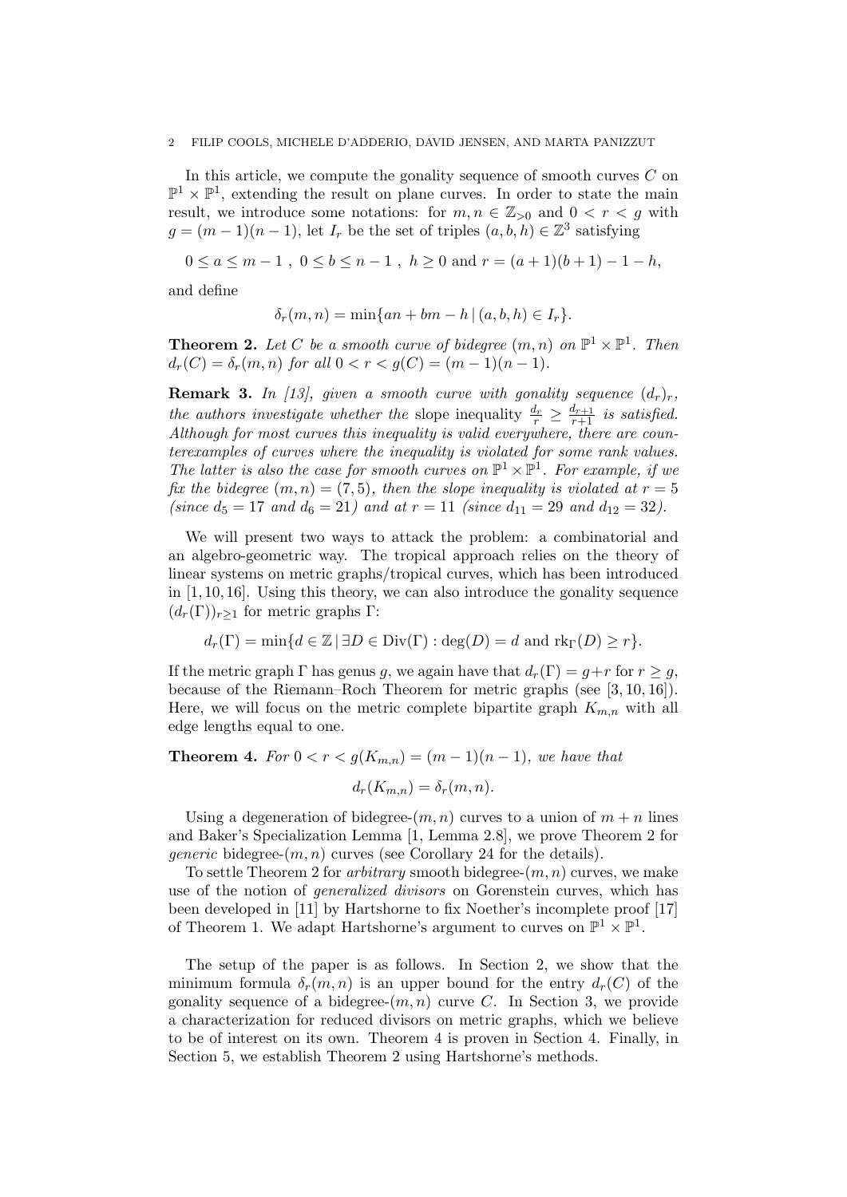In this article, we compute the gonality sequence of smooth curves $C$ on $\mathbb{P}^1 \times \mathbb{P}^1$, extending the result on plane curves. In order to state the main result, we introduce some notations: for $m, n \in \mathbb{Z}_{>0}$ and $0 < r < g$ with $g = (m-1)(n-1)$, let $I_r$ be the set of triples $(a, b, h) \in \mathbb{Z}^3$ satisfying

$$0 \leq a \leq m-1 \ , \ 0 \leq b \leq n-1 \ , \ h \geq 0 \text{ and } r = (a+1)(b+1) - 1 - h,$$

and define

$$\delta_r(m,n) = \min\{an + bm - h \mid (a,b,h) \in I_r\}.$$

**Theorem 2.** *Let $C$ be a smooth curve of bidegree $(m,n)$ on $\mathbb{P}^1 \times \mathbb{P}^1$. Then $d_r(C) = \delta_r(m,n)$ for all $0 < r < g(C) = (m-1)(n-1)$.*

**Remark 3.** *In [13], given a smooth curve with gonality sequence $(d_r)_r$, the authors investigate whether the* slope inequality $\frac{d_r}{r} \geq \frac{d_{r+1}}{r+1}$ *is satisfied. Although for most curves this inequality is valid everywhere, there are counterexamples of curves where the inequality is violated for some rank values. The latter is also the case for smooth curves on $\mathbb{P}^1 \times \mathbb{P}^1$. For example, if we fix the bidegree $(m,n) = (7,5)$, then the slope inequality is violated at $r = 5$ (since $d_5 = 17$ and $d_6 = 21$) and at $r = 11$ (since $d_{11} = 29$ and $d_{12} = 32$).*

We will present two ways to attack the problem: a combinatorial and an algebro-geometric way. The tropical approach relies on the theory of linear systems on metric graphs/tropical curves, which has been introduced in [1, 10, 16]. Using this theory, we can also introduce the gonality sequence $(d_r(\Gamma))_{r \geq 1}$ for metric graphs $\Gamma$:

$$d_r(\Gamma) = \min\{d \in \mathbb{Z} \mid \exists D \in \mathrm{Div}(\Gamma) : \deg(D) = d \text{ and } \mathrm{rk}_\Gamma(D) \geq r\}.$$

If the metric graph $\Gamma$ has genus $g$, we again have that $d_r(\Gamma) = g + r$ for $r \geq g$, because of the Riemann–Roch Theorem for metric graphs (see [3, 10, 16]). Here, we will focus on the metric complete bipartite graph $K_{m,n}$ with all edge lengths equal to one.

**Theorem 4.** *For $0 < r < g(K_{m,n}) = (m-1)(n-1)$, we have that*

$$d_r(K_{m,n}) = \delta_r(m,n).$$

Using a degeneration of bidegree-$(m,n)$ curves to a union of $m+n$ lines and Baker's Specialization Lemma [1, Lemma 2.8], we prove Theorem 2 for *generic* bidegree-$(m,n)$ curves (see Corollary 24 for the details).

To settle Theorem 2 for *arbitrary* smooth bidegree-$(m,n)$ curves, we make use of the notion of *generalized divisors* on Gorenstein curves, which has been developed in [11] by Hartshorne to fix Noether's incomplete proof [17] of Theorem 1. We adapt Hartshorne's argument to curves on $\mathbb{P}^1 \times \mathbb{P}^1$.

The setup of the paper is as follows. In Section 2, we show that the minimum formula $\delta_r(m,n)$ is an upper bound for the entry $d_r(C)$ of the gonality sequence of a bidegree-$(m,n)$ curve $C$. In Section 3, we provide a characterization for reduced divisors on metric graphs, which we believe to be of interest on its own. Theorem 4 is proven in Section 4. Finally, in Section 5, we establish Theorem 2 using Hartshorne's methods.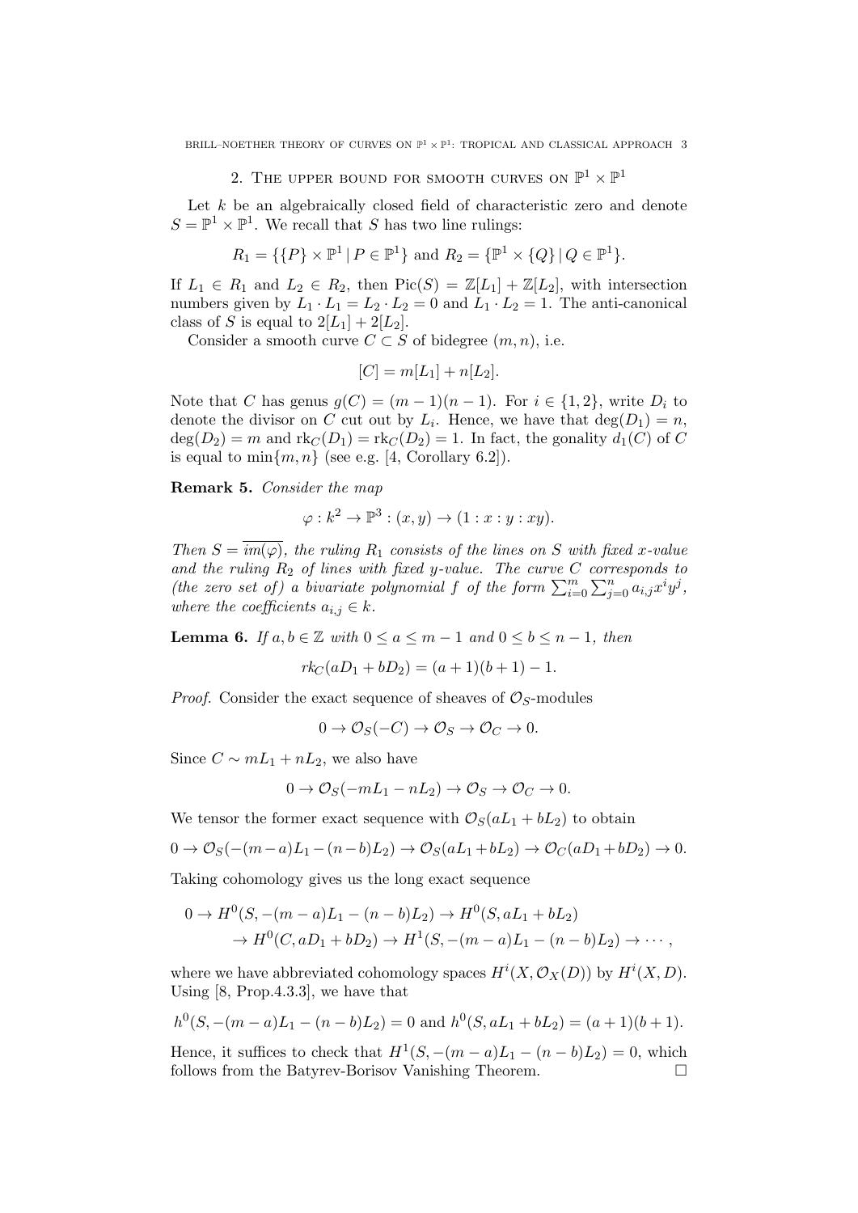## 2. The upper bound for smooth curves on $\mathbb{P}^1 \times \mathbb{P}^1$

Let $k$ be an algebraically closed field of characteristic zero and denote $S = \mathbb{P}^1 \times \mathbb{P}^1$. We recall that $S$ has two line rulings:

$$R_1 = \{\{P\} \times \mathbb{P}^1 \,|\, P \in \mathbb{P}^1\} \text{ and } R_2 = \{\mathbb{P}^1 \times \{Q\} \,|\, Q \in \mathbb{P}^1\}.$$

If $L_1 \in R_1$ and $L_2 \in R_2$, then $\mathrm{Pic}(S) = \mathbb{Z}[L_1] + \mathbb{Z}[L_2]$, with intersection numbers given by $L_1 \cdot L_1 = L_2 \cdot L_2 = 0$ and $L_1 \cdot L_2 = 1$. The anti-canonical class of $S$ is equal to $2[L_1] + 2[L_2]$.

Consider a smooth curve $C \subset S$ of bidegree $(m, n)$, i.e.

$$[C] = m[L_1] + n[L_2].$$

Note that $C$ has genus $g(C) = (m-1)(n-1)$. For $i \in \{1, 2\}$, write $D_i$ to denote the divisor on $C$ cut out by $L_i$. Hence, we have that $\deg(D_1) = n$, $\deg(D_2) = m$ and $\mathrm{rk}_C(D_1) = \mathrm{rk}_C(D_2) = 1$. In fact, the gonality $d_1(C)$ of $C$ is equal to $\min\{m, n\}$ (see e.g. [4, Corollary 6.2]).

**Remark 5.** *Consider the map*

$$\varphi : k^2 \to \mathbb{P}^3 : (x, y) \to (1 : x : y : xy).$$

*Then $S = \overline{im(\varphi)}$, the ruling $R_1$ consists of the lines on $S$ with fixed $x$-value and the ruling $R_2$ of lines with fixed $y$-value. The curve $C$ corresponds to (the zero set of) a bivariate polynomial $f$ of the form $\sum_{i=0}^{m} \sum_{j=0}^{n} a_{i,j} x^i y^j$, where the coefficients $a_{i,j} \in k$.*

**Lemma 6.** *If $a, b \in \mathbb{Z}$ with $0 \leq a \leq m-1$ and $0 \leq b \leq n-1$, then*

$$rk_C(aD_1 + bD_2) = (a+1)(b+1) - 1.$$

*Proof.* Consider the exact sequence of sheaves of $\mathcal{O}_S$-modules

$$0 \to \mathcal{O}_S(-C) \to \mathcal{O}_S \to \mathcal{O}_C \to 0.$$

Since $C \sim mL_1 + nL_2$, we also have

$$0 \to \mathcal{O}_S(-mL_1 - nL_2) \to \mathcal{O}_S \to \mathcal{O}_C \to 0.$$

We tensor the former exact sequence with $\mathcal{O}_S(aL_1 + bL_2)$ to obtain

$$0 \to \mathcal{O}_S(-(m-a)L_1 - (n-b)L_2) \to \mathcal{O}_S(aL_1 + bL_2) \to \mathcal{O}_C(aD_1 + bD_2) \to 0.$$

Taking cohomology gives us the long exact sequence

$$\begin{aligned} 0 \to H^0(S, -(m-a)L_1 - (n-b)L_2) &\to H^0(S, aL_1 + bL_2) \\ \to H^0(C, aD_1 + bD_2) &\to H^1(S, -(m-a)L_1 - (n-b)L_2) \to \cdots, \end{aligned}$$

where we have abbreviated cohomology spaces $H^i(X, \mathcal{O}_X(D))$ by $H^i(X, D)$. Using [8, Prop.4.3.3], we have that

$$h^0(S, -(m-a)L_1 - (n-b)L_2) = 0 \text{ and } h^0(S, aL_1 + bL_2) = (a+1)(b+1).$$

Hence, it suffices to check that $H^1(S, -(m-a)L_1 - (n-b)L_2) = 0$, which follows from the Batyrev-Borisov Vanishing Theorem. $\square$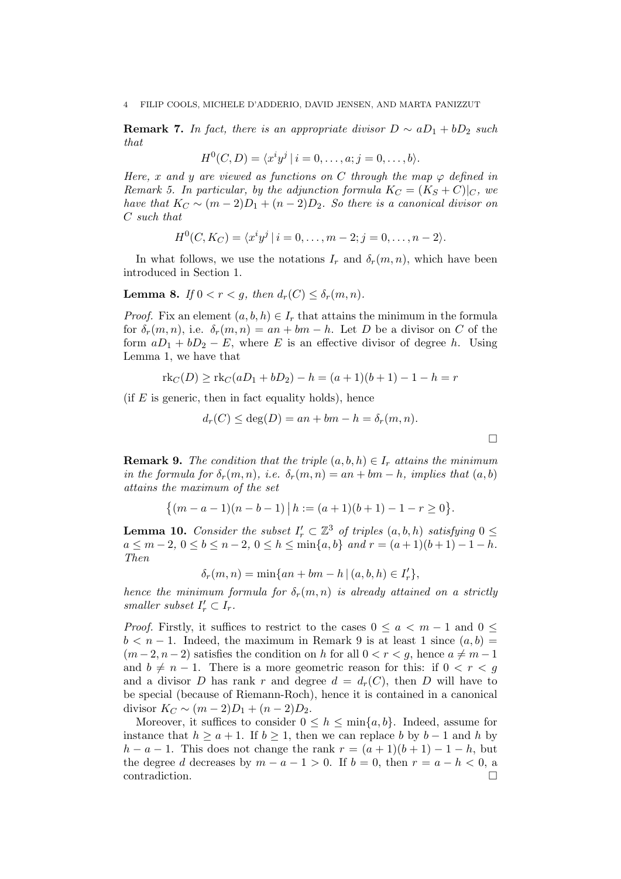**Remark 7.** *In fact, there is an appropriate divisor $D \sim aD_1 + bD_2$ such that*

$$H^0(C, D) = \langle x^i y^j \mid i = 0, \ldots, a; j = 0, \ldots, b \rangle.$$

*Here, $x$ and $y$ are viewed as functions on $C$ through the map $\varphi$ defined in Remark 5. In particular, by the adjunction formula $K_C = (K_S + C)|_C$, we have that $K_C \sim (m-2)D_1 + (n-2)D_2$. So there is a canonical divisor on $C$ such that*

$$H^0(C, K_C) = \langle x^i y^j \mid i = 0, \ldots, m-2; j = 0, \ldots, n-2 \rangle.$$

In what follows, we use the notations $I_r$ and $\delta_r(m,n)$, which have been introduced in Section 1.

**Lemma 8.** *If $0 < r < g$, then $d_r(C) \leq \delta_r(m,n)$.*

*Proof.* Fix an element $(a,b,h) \in I_r$ that attains the minimum in the formula for $\delta_r(m,n)$, i.e. $\delta_r(m,n) = an + bm - h$. Let $D$ be a divisor on $C$ of the form $aD_1 + bD_2 - E$, where $E$ is an effective divisor of degree $h$. Using Lemma 1, we have that

$$\mathrm{rk}_C(D) \geq \mathrm{rk}_C(aD_1 + bD_2) - h = (a+1)(b+1) - 1 - h = r$$

(if $E$ is generic, then in fact equality holds), hence

$$d_r(C) \leq \deg(D) = an + bm - h = \delta_r(m,n).$$

□

**Remark 9.** *The condition that the triple $(a,b,h) \in I_r$ attains the minimum in the formula for $\delta_r(m,n)$, i.e. $\delta_r(m,n) = an + bm - h$, implies that $(a,b)$ attains the maximum of the set*

$$\big\{(m-a-1)(n-b-1) \,\big|\, h := (a+1)(b+1) - 1 - r \geq 0\big\}.$$

**Lemma 10.** *Consider the subset $I'_r \subset \mathbb{Z}^3$ of triples $(a,b,h)$ satisfying $0 \leq a \leq m-2$, $0 \leq b \leq n-2$, $0 \leq h \leq \min\{a,b\}$ and $r = (a+1)(b+1) - 1 - h$. Then*

$$\delta_r(m,n) = \min\{an + bm - h \mid (a,b,h) \in I'_r\},$$

*hence the minimum formula for $\delta_r(m,n)$ is already attained on a strictly smaller subset $I'_r \subset I_r$.*

*Proof.* Firstly, it suffices to restrict to the cases $0 \leq a < m-1$ and $0 \leq b < n-1$. Indeed, the maximum in Remark 9 is at least 1 since $(a,b) = (m-2, n-2)$ satisfies the condition on $h$ for all $0 < r < g$, hence $a \neq m-1$ and $b \neq n-1$. There is a more geometric reason for this: if $0 < r < g$ and a divisor $D$ has rank $r$ and degree $d = d_r(C)$, then $D$ will have to be special (because of Riemann-Roch), hence it is contained in a canonical divisor $K_C \sim (m-2)D_1 + (n-2)D_2$.

Moreover, it suffices to consider $0 \leq h \leq \min\{a,b\}$. Indeed, assume for instance that $h \geq a+1$. If $b \geq 1$, then we can replace $b$ by $b-1$ and $h$ by $h-a-1$. This does not change the rank $r = (a+1)(b+1) - 1 - h$, but the degree $d$ decreases by $m-a-1 > 0$. If $b = 0$, then $r = a - h < 0$, a contradiction. □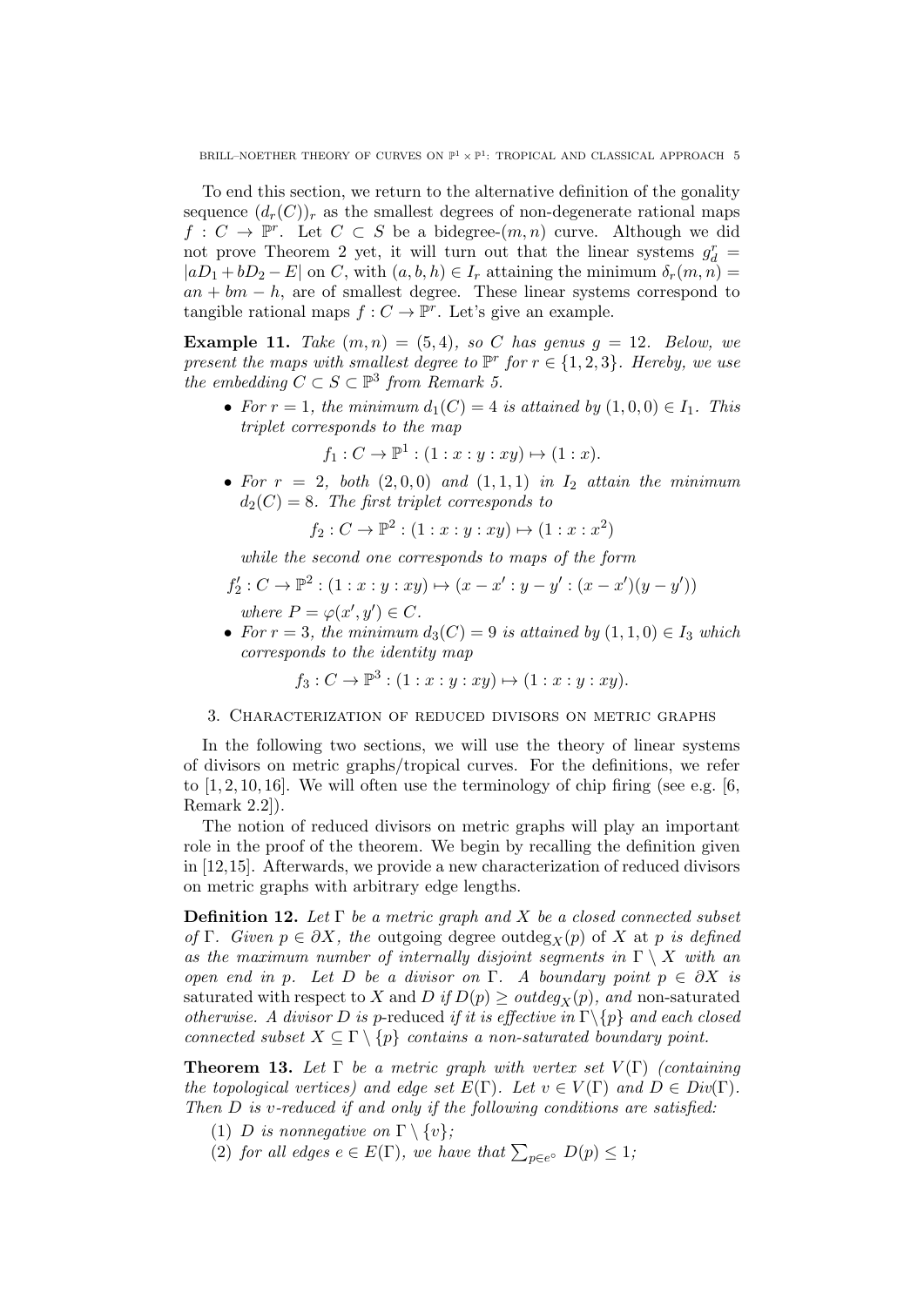To end this section, we return to the alternative definition of the gonality sequence $(d_r(C))_r$ as the smallest degrees of non-degenerate rational maps $f : C \to \mathbb{P}^r$. Let $C \subset S$ be a bidegree-$(m,n)$ curve. Although we did not prove Theorem 2 yet, it will turn out that the linear systems $g^r_d = |aD_1 + bD_2 - E|$ on $C$, with $(a,b,h) \in I_r$ attaining the minimum $\delta_r(m,n) = an + bm - h$, are of smallest degree. These linear systems correspond to tangible rational maps $f : C \to \mathbb{P}^r$. Let's give an example.

**Example 11.** *Take $(m,n) = (5,4)$, so $C$ has genus $g = 12$. Below, we present the maps with smallest degree to $\mathbb{P}^r$ for $r \in \{1,2,3\}$. Hereby, we use the embedding $C \subset S \subset \mathbb{P}^3$ from Remark 5.*

- *For $r = 1$, the minimum $d_1(C) = 4$ is attained by $(1,0,0) \in I_1$. This triplet corresponds to the map*

$$f_1 : C \to \mathbb{P}^1 : (1 : x : y : xy) \mapsto (1 : x).$$

- *For $r = 2$, both $(2,0,0)$ and $(1,1,1)$ in $I_2$ attain the minimum $d_2(C) = 8$. The first triplet corresponds to*

$$f_2 : C \to \mathbb{P}^2 : (1 : x : y : xy) \mapsto (1 : x : x^2)$$

  *while the second one corresponds to maps of the form*

$$f_2' : C \to \mathbb{P}^2 : (1 : x : y : xy) \mapsto (x - x' : y - y' : (x - x')(y - y'))$$

  *where $P = \varphi(x', y') \in C$.*
- *For $r = 3$, the minimum $d_3(C) = 9$ is attained by $(1,1,0) \in I_3$ which corresponds to the identity map*

$$f_3 : C \to \mathbb{P}^3 : (1 : x : y : xy) \mapsto (1 : x : y : xy).$$

## 3. Characterization of reduced divisors on metric graphs

In the following two sections, we will use the theory of linear systems of divisors on metric graphs/tropical curves. For the definitions, we refer to [1, 2, 10, 16]. We will often use the terminology of chip firing (see e.g. [6, Remark 2.2]).

The notion of reduced divisors on metric graphs will play an important role in the proof of the theorem. We begin by recalling the definition given in [12,15]. Afterwards, we provide a new characterization of reduced divisors on metric graphs with arbitrary edge lengths.

**Definition 12.** *Let $\Gamma$ be a metric graph and $X$ be a closed connected subset of $\Gamma$. Given $p \in \partial X$, the* outgoing degree $\mathrm{outdeg}_X(p)$ *of $X$ at $p$ is defined as the maximum number of internally disjoint segments in $\Gamma \setminus X$ with an open end in $p$. Let $D$ be a divisor on $\Gamma$. A boundary point $p \in \partial X$ is* saturated with respect to $X$ and $D$ *if $D(p) \geq \mathrm{outdeg}_X(p)$, and* non-saturated *otherwise. A divisor $D$ is $p$-*reduced *if it is effective in $\Gamma \setminus \{p\}$ and each closed connected subset $X \subseteq \Gamma \setminus \{p\}$ contains a non-saturated boundary point.*

**Theorem 13.** *Let $\Gamma$ be a metric graph with vertex set $V(\Gamma)$ (containing the topological vertices) and edge set $E(\Gamma)$. Let $v \in V(\Gamma)$ and $D \in Div(\Gamma)$. Then $D$ is $v$-reduced if and only if the following conditions are satisfied:*

1. *$D$ is nonnegative on $\Gamma \setminus \{v\}$;*
2. *for all edges $e \in E(\Gamma)$, we have that $\sum_{p \in e^\circ} D(p) \leq 1$;*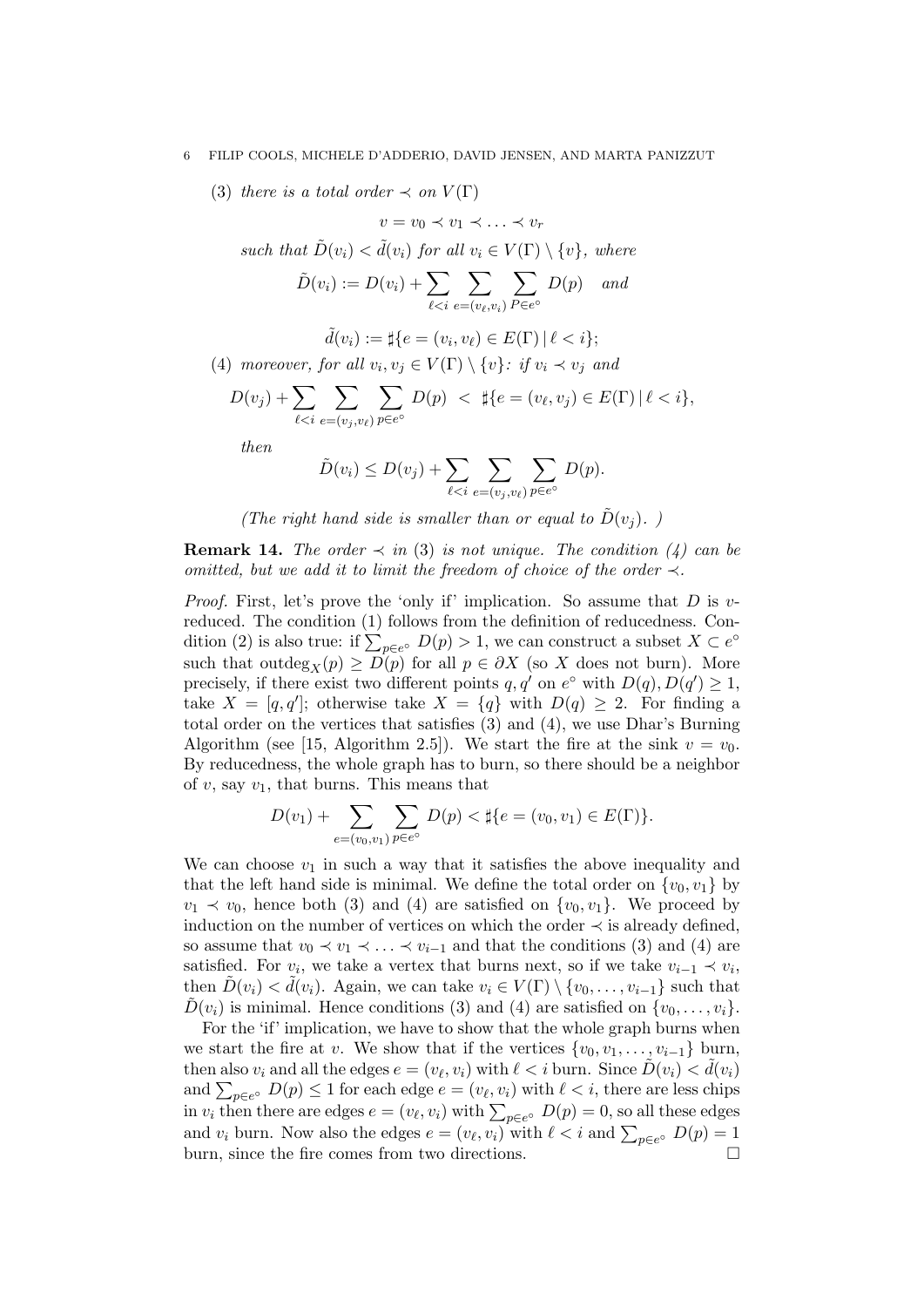(3) *there is a total order $\prec$ on $V(\Gamma)$*

$$v = v_0 \prec v_1 \prec \ldots \prec v_r$$

*such that $\tilde{D}(v_i) < \tilde{d}(v_i)$ for all $v_i \in V(\Gamma) \setminus \{v\}$, where*

$$\tilde{D}(v_i) := D(v_i) + \sum_{\ell < i} \sum_{e=(v_\ell, v_i)} \sum_{P \in e^\circ} D(p) \quad \textit{and}$$

$$\tilde{d}(v_i) := \sharp\{e = (v_i, v_\ell) \in E(\Gamma) \,|\, \ell < i\};$$

(4) *moreover, for all $v_i, v_j \in V(\Gamma) \setminus \{v\}$: if $v_i \prec v_j$ and*

$$D(v_j) + \sum_{\ell < i} \sum_{e=(v_j, v_\ell)} \sum_{p \in e^\circ} D(p) \; < \; \sharp\{e = (v_\ell, v_j) \in E(\Gamma) \,|\, \ell < i\},$$

*then*

$$\tilde{D}(v_i) \leq D(v_j) + \sum_{\ell < i} \sum_{e=(v_j, v_\ell)} \sum_{p \in e^\circ} D(p).$$

*(The right hand side is smaller than or equal to $\tilde{D}(v_j)$. )*

**Remark 14.** *The order $\prec$ in* (3) *is not unique. The condition (4) can be omitted, but we add it to limit the freedom of choice of the order $\prec$.*

*Proof.* First, let's prove the 'only if' implication. So assume that $D$ is $v$-reduced. The condition (1) follows from the definition of reducedness. Condition (2) is also true: if $\sum_{p \in e^\circ} D(p) > 1$, we can construct a subset $X \subset e^\circ$ such that $\mathrm{outdeg}_X(p) \geq D(p)$ for all $p \in \partial X$ (so $X$ does not burn). More precisely, if there exist two different points $q, q'$ on $e^\circ$ with $D(q), D(q') \geq 1$, take $X = [q, q']$; otherwise take $X = \{q\}$ with $D(q) \geq 2$. For finding a total order on the vertices that satisfies (3) and (4), we use Dhar's Burning Algorithm (see [15, Algorithm 2.5]). We start the fire at the sink $v = v_0$. By reducedness, the whole graph has to burn, so there should be a neighbor of $v$, say $v_1$, that burns. This means that

$$D(v_1) + \sum_{e=(v_0, v_1)} \sum_{p \in e^\circ} D(p) < \sharp\{e = (v_0, v_1) \in E(\Gamma)\}.$$

We can choose $v_1$ in such a way that it satisfies the above inequality and that the left hand side is minimal. We define the total order on $\{v_0, v_1\}$ by $v_1 \prec v_0$, hence both (3) and (4) are satisfied on $\{v_0, v_1\}$. We proceed by induction on the number of vertices on which the order $\prec$ is already defined, so assume that $v_0 \prec v_1 \prec \ldots \prec v_{i-1}$ and that the conditions (3) and (4) are satisfied. For $v_i$, we take a vertex that burns next, so if we take $v_{i-1} \prec v_i$, then $\tilde{D}(v_i) < \tilde{d}(v_i)$. Again, we can take $v_i \in V(\Gamma) \setminus \{v_0, \ldots, v_{i-1}\}$ such that $\tilde{D}(v_i)$ is minimal. Hence conditions (3) and (4) are satisfied on $\{v_0, \ldots, v_i\}$.

For the 'if' implication, we have to show that the whole graph burns when we start the fire at $v$. We show that if the vertices $\{v_0, v_1, \ldots, v_{i-1}\}$ burn, then also $v_i$ and all the edges $e = (v_\ell, v_i)$ with $\ell < i$ burn. Since $\tilde{D}(v_i) < \tilde{d}(v_i)$ and $\sum_{p \in e^\circ} D(p) \leq 1$ for each edge $e = (v_\ell, v_i)$ with $\ell < i$, there are less chips in $v_i$ then there are edges $e = (v_\ell, v_i)$ with $\sum_{p \in e^\circ} D(p) = 0$, so all these edges and $v_i$ burn. Now also the edges $e = (v_\ell, v_i)$ with $\ell < i$ and $\sum_{p \in e^\circ} D(p) = 1$ burn, since the fire comes from two directions. $\square$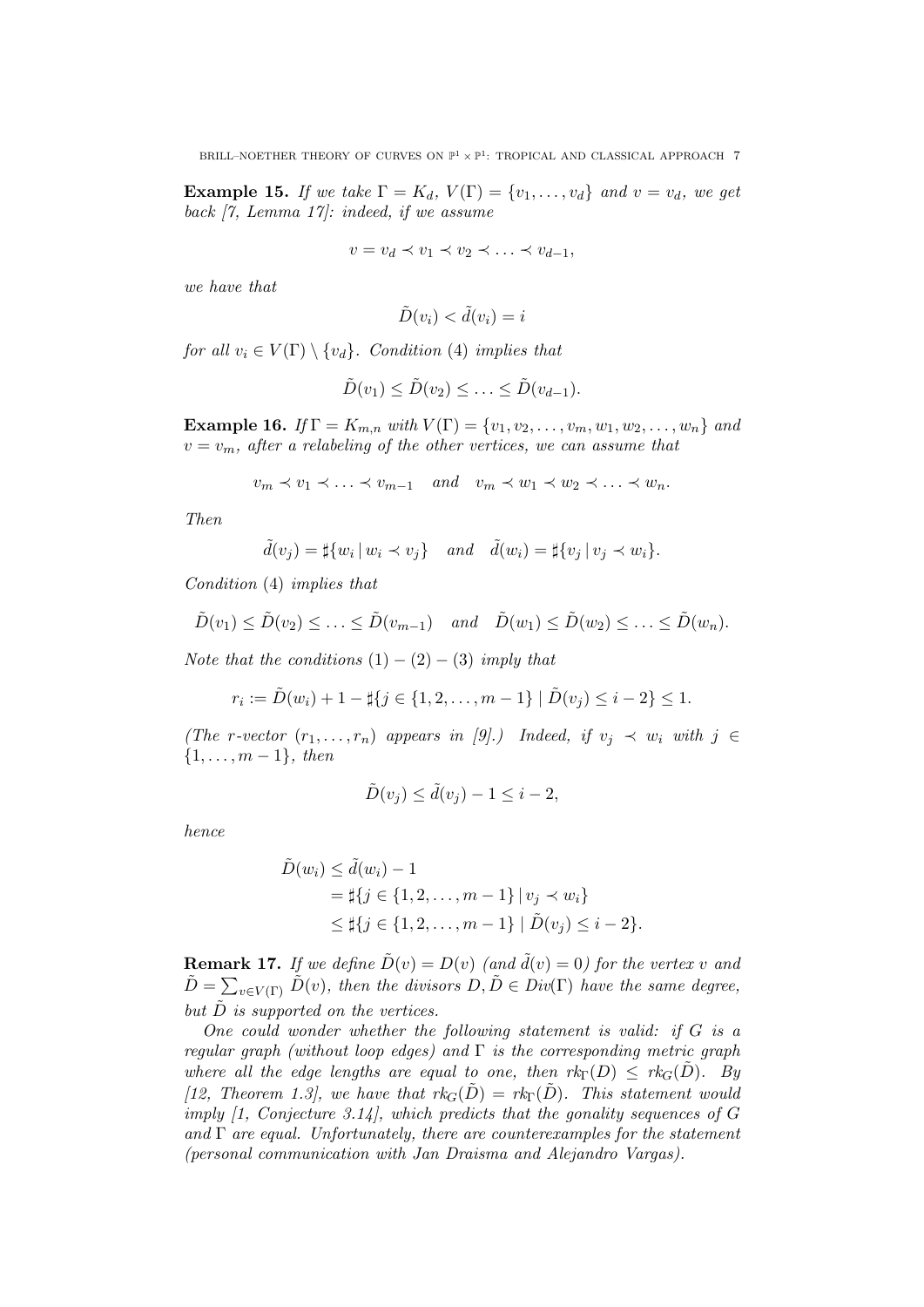**Example 15.** *If we take $\Gamma = K_d$, $V(\Gamma) = \{v_1, \ldots, v_d\}$ and $v = v_d$, we get back [7, Lemma 17]: indeed, if we assume*

$$v = v_d \prec v_1 \prec v_2 \prec \ldots \prec v_{d-1},$$

*we have that*

$$\tilde{D}(v_i) < \tilde{d}(v_i) = i$$

*for all $v_i \in V(\Gamma) \setminus \{v_d\}$. Condition (4) implies that*

$$\tilde{D}(v_1) \leq \tilde{D}(v_2) \leq \ldots \leq \tilde{D}(v_{d-1}).$$

**Example 16.** *If $\Gamma = K_{m,n}$ with $V(\Gamma) = \{v_1, v_2, \ldots, v_m, w_1, w_2, \ldots, w_n\}$ and $v = v_m$, after a relabeling of the other vertices, we can assume that*

$$v_m \prec v_1 \prec \ldots \prec v_{m-1} \quad \textit{and} \quad v_m \prec w_1 \prec w_2 \prec \ldots \prec w_n.$$

*Then*

$$\tilde{d}(v_j) = \sharp\{w_i \,|\, w_i \prec v_j\} \quad \textit{and} \quad \tilde{d}(w_i) = \sharp\{v_j \,|\, v_j \prec w_i\}.$$

*Condition (4) implies that*

$$\tilde{D}(v_1) \leq \tilde{D}(v_2) \leq \ldots \leq \tilde{D}(v_{m-1}) \quad \textit{and} \quad \tilde{D}(w_1) \leq \tilde{D}(w_2) \leq \ldots \leq \tilde{D}(w_n).$$

*Note that the conditions $(1) - (2) - (3)$ imply that*

$$r_i := \tilde{D}(w_i) + 1 - \sharp\{j \in \{1, 2, \ldots, m-1\} \mid \tilde{D}(v_j) \leq i - 2\} \leq 1.$$

*(The r-vector $(r_1, \ldots, r_n)$ appears in [9].) Indeed, if $v_j \prec w_i$ with $j \in \{1, \ldots, m-1\}$, then*

$$\tilde{D}(v_j) \leq \tilde{d}(v_j) - 1 \leq i - 2,$$

*hence*

$$\begin{aligned}
\tilde{D}(w_i) &\leq \tilde{d}(w_i) - 1 \\
&= \sharp\{j \in \{1, 2, \ldots, m-1\} \,|\, v_j \prec w_i\} \\
&\leq \sharp\{j \in \{1, 2, \ldots, m-1\} \mid \tilde{D}(v_j) \leq i - 2\}.
\end{aligned}$$

**Remark 17.** *If we define $\tilde{D}(v) = D(v)$ (and $\tilde{d}(v) = 0$) for the vertex $v$ and $\tilde{D} = \sum_{v \in V(\Gamma)} \tilde{D}(v)$, then the divisors $D, \tilde{D} \in Div(\Gamma)$ have the same degree, but $\tilde{D}$ is supported on the vertices.*

*One could wonder whether the following statement is valid: if $G$ is a regular graph (without loop edges) and $\Gamma$ is the corresponding metric graph where all the edge lengths are equal to one, then $rk_\Gamma(D) \leq rk_G(\tilde{D})$. By [12, Theorem 1.3], we have that $rk_G(\tilde{D}) = rk_\Gamma(\tilde{D})$. This statement would imply [1, Conjecture 3.14], which predicts that the gonality sequences of $G$ and $\Gamma$ are equal. Unfortunately, there are counterexamples for the statement (personal communication with Jan Draisma and Alejandro Vargas).*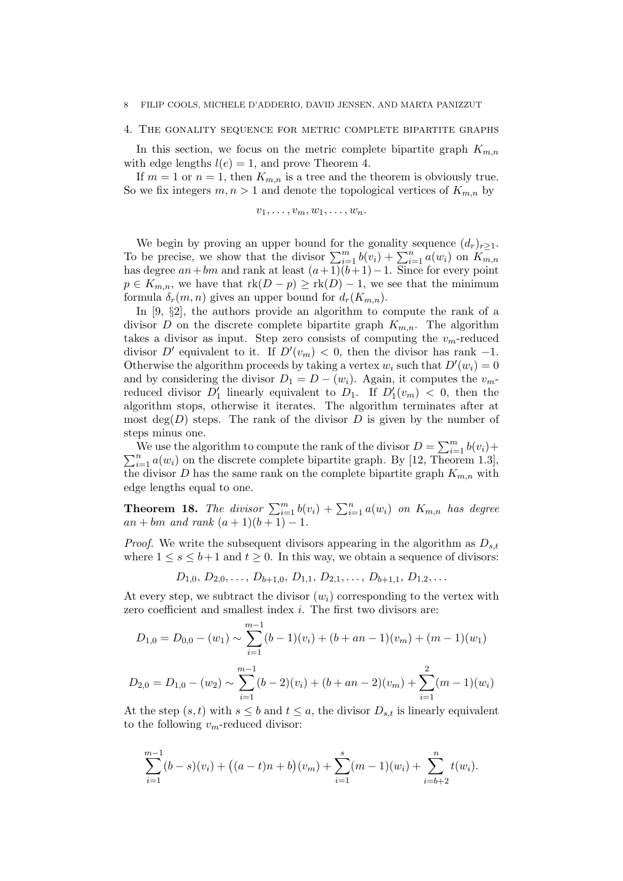## 4. The gonality sequence for metric complete bipartite graphs

In this section, we focus on the metric complete bipartite graph $K_{m,n}$ with edge lengths $l(e) = 1$, and prove Theorem 4.

If $m = 1$ or $n = 1$, then $K_{m,n}$ is a tree and the theorem is obviously true. So we fix integers $m, n > 1$ and denote the topological vertices of $K_{m,n}$ by

$$v_1, \ldots, v_m, w_1, \ldots, w_n.$$

We begin by proving an upper bound for the gonality sequence $(d_r)_{r\geq 1}$. To be precise, we show that the divisor $\sum_{i=1}^m b(v_i) + \sum_{i=1}^n a(w_i)$ on $K_{m,n}$ has degree $an + bm$ and rank at least $(a+1)(b+1)-1$. Since for every point $p \in K_{m,n}$, we have that $\mathrm{rk}(D - p) \geq \mathrm{rk}(D) - 1$, we see that the minimum formula $\delta_r(m, n)$ gives an upper bound for $d_r(K_{m,n})$.

In [9, §2], the authors provide an algorithm to compute the rank of a divisor $D$ on the discrete complete bipartite graph $K_{m,n}$. The algorithm takes a divisor as input. Step zero consists of computing the $v_m$-reduced divisor $D'$ equivalent to it. If $D'(v_m) < 0$, then the divisor has rank $-1$. Otherwise the algorithm proceeds by taking a vertex $w_i$ such that $D'(w_i) = 0$ and by considering the divisor $D_1 = D - (w_i)$. Again, it computes the $v_m$-reduced divisor $D_1'$ linearly equivalent to $D_1$. If $D_1'(v_m) < 0$, then the algorithm stops, otherwise it iterates. The algorithm terminates after at most $\deg(D)$ steps. The rank of the divisor $D$ is given by the number of steps minus one.

We use the algorithm to compute the rank of the divisor $D = \sum_{i=1}^m b(v_i) + \sum_{i=1}^n a(w_i)$ on the discrete complete bipartite graph. By [12, Theorem 1.3], the divisor $D$ has the same rank on the complete bipartite graph $K_{m,n}$ with edge lengths equal to one.

**Theorem 18.** *The divisor $\sum_{i=1}^m b(v_i) + \sum_{i=1}^n a(w_i)$ on $K_{m,n}$ has degree $an + bm$ and rank $(a+1)(b+1) - 1$.*

*Proof.* We write the subsequent divisors appearing in the algorithm as $D_{s,t}$ where $1 \leq s \leq b+1$ and $t \geq 0$. In this way, we obtain a sequence of divisors:

$$D_{1,0}, D_{2,0}, \ldots, D_{b+1,0}, D_{1,1}, D_{2,1}, \ldots, D_{b+1,1}, D_{1,2}, \ldots$$

At every step, we subtract the divisor $(w_i)$ corresponding to the vertex with zero coefficient and smallest index $i$. The first two divisors are:

$$D_{1,0} = D_{0,0} - (w_1) \sim \sum_{i=1}^{m-1}(b-1)(v_i) + (b + an - 1)(v_m) + (m-1)(w_1)$$

$$D_{2,0} = D_{1,0} - (w_2) \sim \sum_{i=1}^{m-1}(b-2)(v_i) + (b + an - 2)(v_m) + \sum_{i=1}^{2}(m-1)(w_i)$$

At the step $(s, t)$ with $s \leq b$ and $t \leq a$, the divisor $D_{s,t}$ is linearly equivalent to the following $v_m$-reduced divisor:

$$\sum_{i=1}^{m-1}(b-s)(v_i) + \big((a-t)n + b\big)(v_m) + \sum_{i=1}^{s}(m-1)(w_i) + \sum_{i=b+2}^{n} t(w_i).$$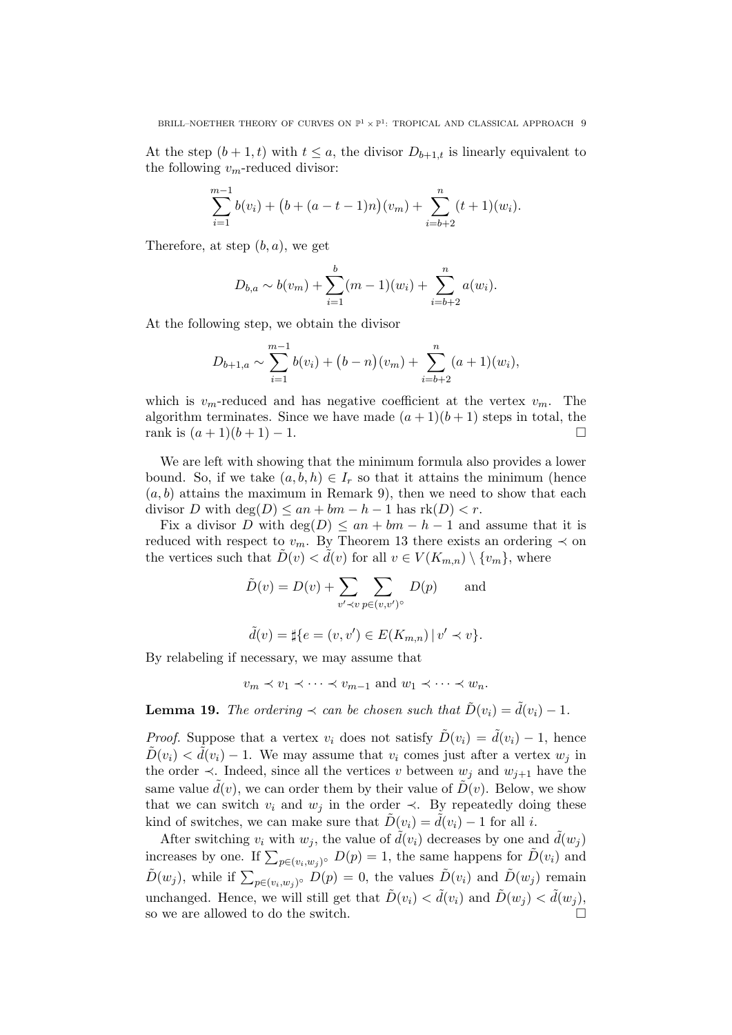At the step $(b+1, t)$ with $t \leq a$, the divisor $D_{b+1,t}$ is linearly equivalent to the following $v_m$-reduced divisor:

$$\sum_{i=1}^{m-1} b(v_i) + \big(b + (a-t-1)n\big)(v_m) + \sum_{i=b+2}^{n} (t+1)(w_i).$$

Therefore, at step $(b, a)$, we get

$$D_{b,a} \sim b(v_m) + \sum_{i=1}^{b} (m-1)(w_i) + \sum_{i=b+2}^{n} a(w_i).$$

At the following step, we obtain the divisor

$$D_{b+1,a} \sim \sum_{i=1}^{m-1} b(v_i) + \big(b-n\big)(v_m) + \sum_{i=b+2}^{n} (a+1)(w_i),$$

which is $v_m$-reduced and has negative coefficient at the vertex $v_m$. The algorithm terminates. Since we have made $(a+1)(b+1)$ steps in total, the rank is $(a+1)(b+1) - 1$. □

We are left with showing that the minimum formula also provides a lower bound. So, if we take $(a, b, h) \in I_r$ so that it attains the minimum (hence $(a, b)$ attains the maximum in Remark 9), then we need to show that each divisor $D$ with $\deg(D) \leq an + bm - h - 1$ has $\mathrm{rk}(D) < r$.

Fix a divisor $D$ with $\deg(D) \leq an + bm - h - 1$ and assume that it is reduced with respect to $v_m$. By Theorem 13 there exists an ordering $\prec$ on the vertices such that $\tilde{D}(v) < \tilde{d}(v)$ for all $v \in V(K_{m,n}) \setminus \{v_m\}$, where

$$\tilde{D}(v) = D(v) + \sum_{v' \prec v} \sum_{p \in (v,v')^\circ} D(p) \qquad \text{and}$$

$$\tilde{d}(v) = \sharp\{e = (v, v') \in E(K_{m,n}) \,|\, v' \prec v\}.$$

By relabeling if necessary, we may assume that

$$v_m \prec v_1 \prec \cdots \prec v_{m-1} \text{ and } w_1 \prec \cdots \prec w_n.$$

**Lemma 19.** *The ordering $\prec$ can be chosen such that $\tilde{D}(v_i) = \tilde{d}(v_i) - 1$.*

*Proof.* Suppose that a vertex $v_i$ does not satisfy $\tilde{D}(v_i) = \tilde{d}(v_i) - 1$, hence $\tilde{D}(v_i) < \tilde{d}(v_i) - 1$. We may assume that $v_i$ comes just after a vertex $w_j$ in the order $\prec$. Indeed, since all the vertices $v$ between $w_j$ and $w_{j+1}$ have the same value $\tilde{d}(v)$, we can order them by their value of $\tilde{D}(v)$. Below, we show that we can switch $v_i$ and $w_j$ in the order $\prec$. By repeatedly doing these kind of switches, we can make sure that $\tilde{D}(v_i) = \tilde{d}(v_i) - 1$ for all $i$.

After switching $v_i$ with $w_j$, the value of $\tilde{d}(v_i)$ decreases by one and $\tilde{d}(w_j)$ increases by one. If $\sum_{p \in (v_i,w_j)^\circ} D(p) = 1$, the same happens for $\tilde{D}(v_i)$ and $\tilde{D}(w_j)$, while if $\sum_{p \in (v_i,w_j)^\circ} D(p) = 0$, the values $\tilde{D}(v_i)$ and $\tilde{D}(w_j)$ remain unchanged. Hence, we will still get that $\tilde{D}(v_i) < \tilde{d}(v_i)$ and $\tilde{D}(w_j) < \tilde{d}(w_j)$, so we are allowed to do the switch. □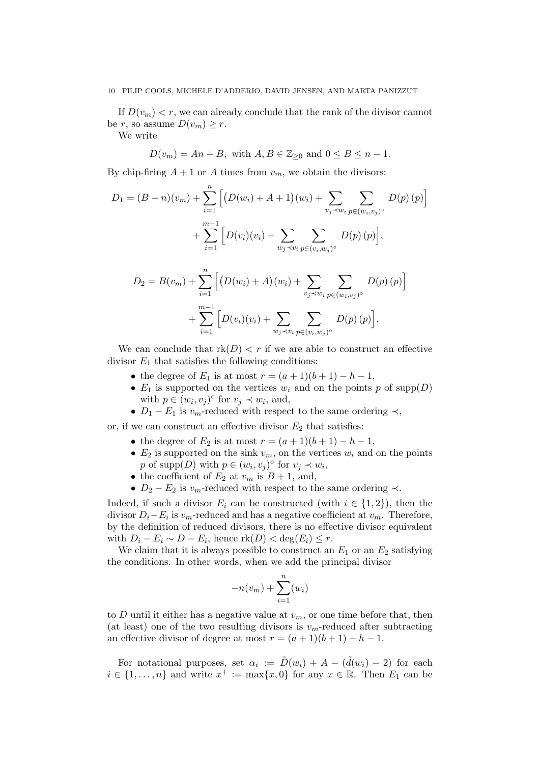If $D(v_m) < r$, we can already conclude that the rank of the divisor cannot be $r$, so assume $D(v_m) \geq r$.

We write

$$D(v_m) = An + B, \text{ with } A, B \in \mathbb{Z}_{\geq 0} \text{ and } 0 \leq B \leq n-1.$$

By chip-firing $A+1$ or $A$ times from $v_m$, we obtain the divisors:

$$D_1 = (B-n)(v_m) + \sum_{i=1}^{n} \Big[ \big(D(w_i) + A + 1\big)(w_i) + \sum_{v_j \prec w_i} \sum_{p \in (w_i, v_j)^\circ} D(p)\,(p) \Big] + \sum_{i=1}^{m-1} \Big[ D(v_i)(v_i) + \sum_{w_j \prec v_i} \sum_{p \in (v_i, w_j)^\circ} D(p)\,(p) \Big],$$

$$D_2 = B(v_m) + \sum_{i=1}^{n} \Big[ \big(D(w_i) + A\big)(w_i) + \sum_{v_j \prec w_i} \sum_{p \in (w_i, v_j)^\circ} D(p)\,(p) \Big] + \sum_{i=1}^{m-1} \Big[ D(v_i)(v_i) + \sum_{w_j \prec v_i} \sum_{p \in (v_i, w_j)^\circ} D(p)\,(p) \Big].$$

We can conclude that $\mathrm{rk}(D) < r$ if we are able to construct an effective divisor $E_1$ that satisfies the following conditions:

- the degree of $E_1$ is at most $r = (a+1)(b+1) - h - 1$,
- $E_1$ is supported on the vertices $w_i$ and on the points $p$ of $\mathrm{supp}(D)$ with $p \in (w_i, v_j)^\circ$ for $v_j \prec w_i$, and,
- $D_1 - E_1$ is $v_m$-reduced with respect to the same ordering $\prec$,

or, if we can construct an effective divisor $E_2$ that satisfies:

- the degree of $E_2$ is at most $r = (a+1)(b+1) - h - 1$,
- $E_2$ is supported on the sink $v_m$, on the vertices $w_i$ and on the points $p$ of $\mathrm{supp}(D)$ with $p \in (w_i, v_j)^\circ$ for $v_j \prec w_i$,
- the coefficient of $E_2$ at $v_m$ is $B+1$, and,
- $D_2 - E_2$ is $v_m$-reduced with respect to the same ordering $\prec$.

Indeed, if such a divisor $E_i$ can be constructed (with $i \in \{1,2\}$), then the divisor $D_i - E_i$ is $v_m$-reduced and has a negative coefficient at $v_m$. Therefore, by the definition of reduced divisors, there is no effective divisor equivalent with $D_i - E_i \sim D - E_i$, hence $\mathrm{rk}(D) < \deg(E_i) \leq r$.

We claim that it is always possible to construct an $E_1$ or an $E_2$ satisfying the conditions. In other words, when we add the principal divisor

$$-n(v_m) + \sum_{i=1}^{n} (w_i)$$

to $D$ until it either has a negative value at $v_m$, or one time before that, then (at least) one of the two resulting divisors is $v_m$-reduced after subtracting an effective divisor of degree at most $r = (a+1)(b+1) - h - 1$.

For notational purposes, set $\alpha_i := \tilde{D}(w_i) + A - (\tilde{d}(w_i) - 2)$ for each $i \in \{1, \ldots, n\}$ and write $x^+ := \max\{x, 0\}$ for any $x \in \mathbb{R}$. Then $E_1$ can be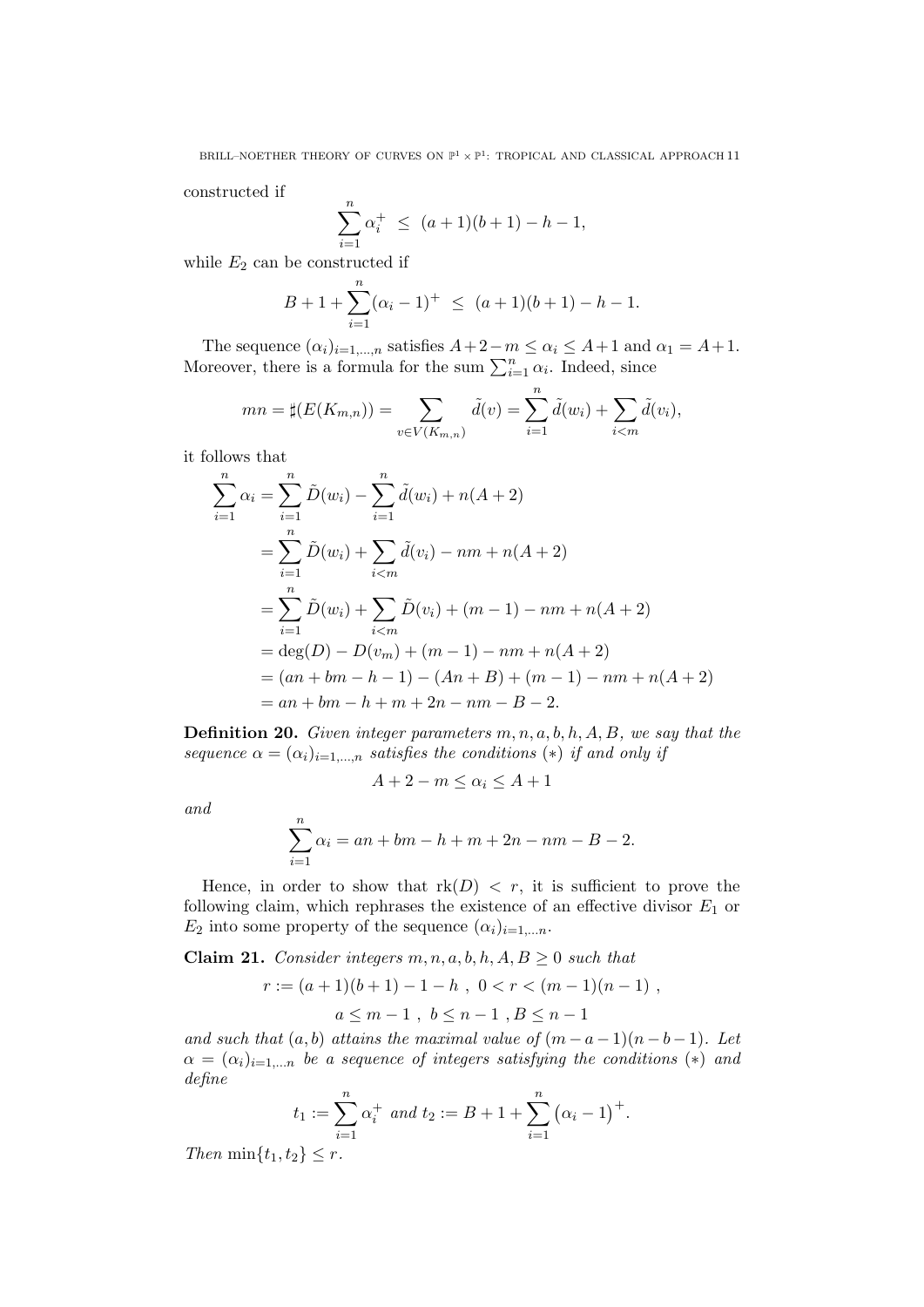constructed if

$$\sum_{i=1}^{n} \alpha_i^+ \;\leq\; (a+1)(b+1) - h - 1,$$

while $E_2$ can be constructed if

$$B + 1 + \sum_{i=1}^{n} (\alpha_i - 1)^+ \;\leq\; (a+1)(b+1) - h - 1.$$

The sequence $(\alpha_i)_{i=1,\ldots,n}$ satisfies $A+2-m \leq \alpha_i \leq A+1$ and $\alpha_1 = A+1$. Moreover, there is a formula for the sum $\sum_{i=1}^{n} \alpha_i$. Indeed, since

$$mn = \sharp(E(K_{m,n})) = \sum_{v \in V(K_{m,n})} \tilde{d}(v) = \sum_{i=1}^{n} \tilde{d}(w_i) + \sum_{i<m} \tilde{d}(v_i),$$

it follows that

$$\begin{aligned}
\sum_{i=1}^{n} \alpha_i &= \sum_{i=1}^{n} \tilde{D}(w_i) - \sum_{i=1}^{n} \tilde{d}(w_i) + n(A+2) \\
&= \sum_{i=1}^{n} \tilde{D}(w_i) + \sum_{i<m} \tilde{d}(v_i) - nm + n(A+2) \\
&= \sum_{i=1}^{n} \tilde{D}(w_i) + \sum_{i<m} \tilde{D}(v_i) + (m-1) - nm + n(A+2) \\
&= \deg(D) - D(v_m) + (m-1) - nm + n(A+2) \\
&= (an + bm - h - 1) - (An + B) + (m-1) - nm + n(A+2) \\
&= an + bm - h + m + 2n - nm - B - 2.
\end{aligned}$$

**Definition 20.** *Given integer parameters $m, n, a, b, h, A, B$, we say that the sequence $\alpha = (\alpha_i)_{i=1,\ldots,n}$ satisfies the conditions $(*)$ if and only if*

$$A + 2 - m \leq \alpha_i \leq A + 1$$

*and*

$$\sum_{i=1}^{n} \alpha_i = an + bm - h + m + 2n - nm - B - 2.$$

Hence, in order to show that $\mathrm{rk}(D) < r$, it is sufficient to prove the following claim, which rephrases the existence of an effective divisor $E_1$ or $E_2$ into some property of the sequence $(\alpha_i)_{i=1,\ldots n}$.

**Claim 21.** *Consider integers $m, n, a, b, h, A, B \geq 0$ such that*

$$r := (a+1)(b+1) - 1 - h \;,\; 0 < r < (m-1)(n-1) \;,$$

$$a \leq m-1 \;,\; b \leq n-1 \;, B \leq n-1$$

*and such that $(a, b)$ attains the maximal value of $(m-a-1)(n-b-1)$. Let $\alpha = (\alpha_i)_{i=1,\ldots n}$ be a sequence of integers satisfying the conditions $(*)$ and define*

$$t_1 := \sum_{i=1}^{n} \alpha_i^+ \text{ and } t_2 := B + 1 + \sum_{i=1}^{n} \left(\alpha_i - 1\right)^+.$$

*Then $\min\{t_1, t_2\} \leq r$.*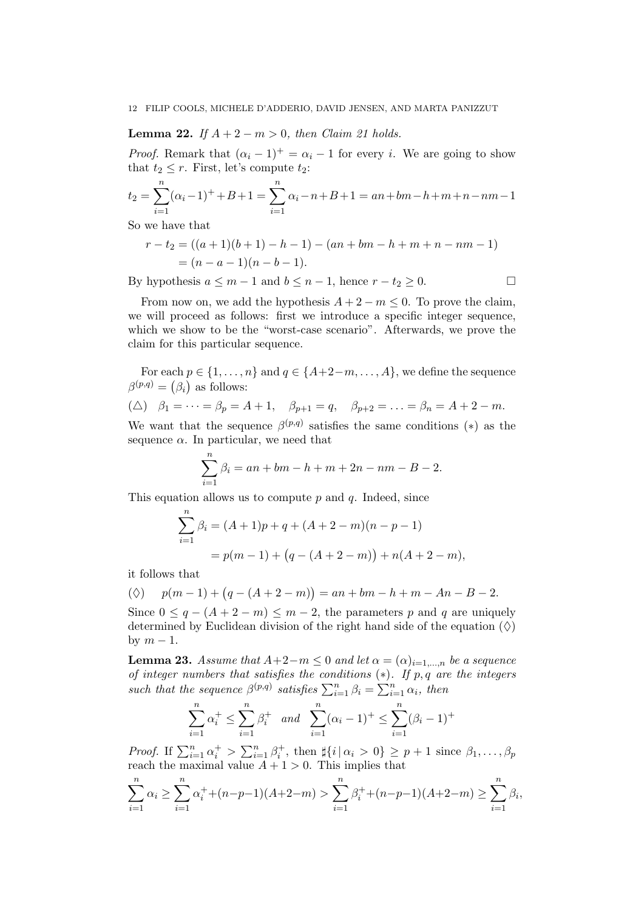**Lemma 22.** *If $A + 2 - m > 0$, then Claim 21 holds.*

*Proof.* Remark that $(\alpha_i - 1)^+ = \alpha_i - 1$ for every $i$. We are going to show that $t_2 \leq r$. First, let's compute $t_2$:

$$t_2 = \sum_{i=1}^{n} (\alpha_i - 1)^+ + B + 1 = \sum_{i=1}^{n} \alpha_i - n + B + 1 = an + bm - h + m + n - nm - 1$$

So we have that

$$\begin{aligned} r - t_2 &= ((a+1)(b+1) - h - 1) - (an + bm - h + m + n - nm - 1) \\ &= (n - a - 1)(n - b - 1). \end{aligned}$$

By hypothesis $a \leq m - 1$ and $b \leq n - 1$, hence $r - t_2 \geq 0$. $\square$

From now on, we add the hypothesis $A + 2 - m \leq 0$. To prove the claim, we will proceed as follows: first we introduce a specific integer sequence, which we show to be the "worst-case scenario". Afterwards, we prove the claim for this particular sequence.

For each $p \in \{1, \ldots, n\}$ and $q \in \{A+2-m, \ldots, A\}$, we define the sequence $\beta^{(p,q)} = (\beta_i)$ as follows:

$$(\triangle) \quad \beta_1 = \cdots = \beta_p = A + 1, \quad \beta_{p+1} = q, \quad \beta_{p+2} = \ldots = \beta_n = A + 2 - m.$$

We want that the sequence $\beta^{(p,q)}$ satisfies the same conditions $(*)$ as the sequence $\alpha$. In particular, we need that

$$\sum_{i=1}^{n} \beta_i = an + bm - h + m + 2n - nm - B - 2.$$

This equation allows us to compute $p$ and $q$. Indeed, since

$$\begin{aligned} \sum_{i=1}^{n} \beta_i &= (A+1)p + q + (A + 2 - m)(n - p - 1) \\ &= p(m-1) + \big(q - (A + 2 - m)\big) + n(A + 2 - m), \end{aligned}$$

it follows that

$$(\Diamond) \quad p(m-1) + \big(q - (A + 2 - m)\big) = an + bm - h + m - An - B - 2.$$

Since $0 \leq q - (A + 2 - m) \leq m - 2$, the parameters $p$ and $q$ are uniquely determined by Euclidean division of the right hand side of the equation $(\Diamond)$ by $m - 1$.

**Lemma 23.** *Assume that $A+2-m \leq 0$ and let $\alpha = (\alpha)_{i=1,\ldots,n}$ be a sequence of integer numbers that satisfies the conditions $(*)$. If $p, q$ are the integers such that the sequence $\beta^{(p,q)}$ satisfies $\sum_{i=1}^{n} \beta_i = \sum_{i=1}^{n} \alpha_i$, then*

$$\sum_{i=1}^{n} \alpha_i^+ \leq \sum_{i=1}^{n} \beta_i^+ \quad \text{and} \quad \sum_{i=1}^{n} (\alpha_i - 1)^+ \leq \sum_{i=1}^{n} (\beta_i - 1)^+$$

*Proof.* If $\sum_{i=1}^{n} \alpha_i^+ > \sum_{i=1}^{n} \beta_i^+$, then $\sharp\{i \,|\, \alpha_i > 0\} \geq p + 1$ since $\beta_1, \ldots, \beta_p$ reach the maximal value $A + 1 > 0$. This implies that

$$\sum_{i=1}^{n} \alpha_i \geq \sum_{i=1}^{n} \alpha_i^+ + (n-p-1)(A+2-m) > \sum_{i=1}^{n} \beta_i^+ + (n-p-1)(A+2-m) \geq \sum_{i=1}^{n} \beta_i,$$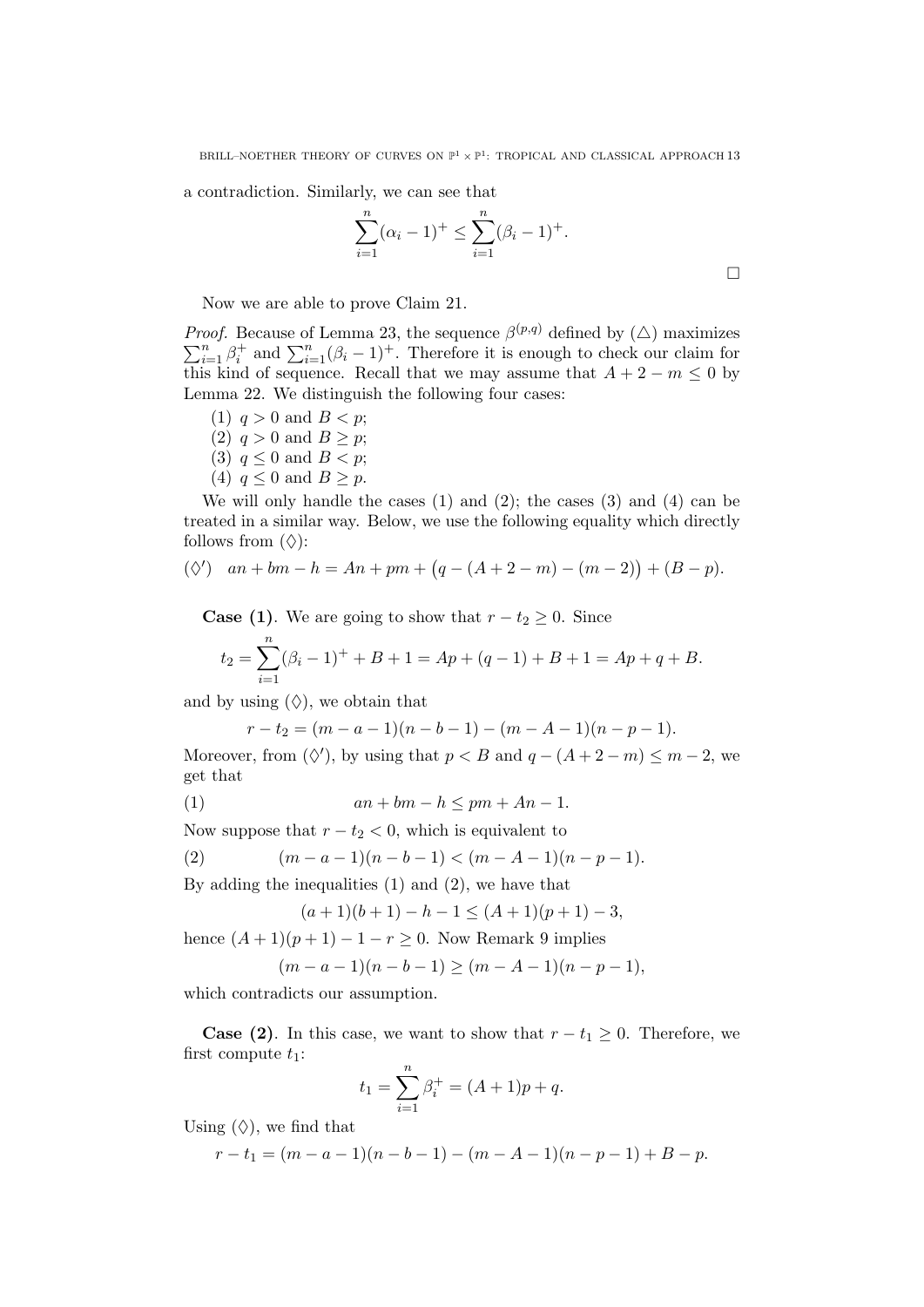a contradiction. Similarly, we can see that

$$\sum_{i=1}^{n}(\alpha_i - 1)^+ \leq \sum_{i=1}^{n}(\beta_i - 1)^+.$$

$\square$

Now we are able to prove Claim 21.

*Proof.* Because of Lemma 23, the sequence $\beta^{(p,q)}$ defined by ($\triangle$) maximizes $\sum_{i=1}^{n}\beta_i^+$ and $\sum_{i=1}^{n}(\beta_i - 1)^+$. Therefore it is enough to check our claim for this kind of sequence. Recall that we may assume that $A + 2 - m \leq 0$ by Lemma 22. We distinguish the following four cases:

(1) $q > 0$ and $B < p$;
(2) $q > 0$ and $B \geq p$;
(3) $q \leq 0$ and $B < p$;
(4) $q \leq 0$ and $B \geq p$.

We will only handle the cases (1) and (2); the cases (3) and (4) can be treated in a similar way. Below, we use the following equality which directly follows from ($\diamondsuit$):

$$(\diamondsuit') \quad an + bm - h = An + pm + \big(q - (A + 2 - m) - (m - 2)\big) + (B - p).$$

**Case (1)**. We are going to show that $r - t_2 \geq 0$. Since

$$t_2 = \sum_{i=1}^{n}(\beta_i - 1)^+ + B + 1 = Ap + (q - 1) + B + 1 = Ap + q + B.$$

and by using ($\diamondsuit$), we obtain that

$$r - t_2 = (m - a - 1)(n - b - 1) - (m - A - 1)(n - p - 1).$$

Moreover, from ($\diamondsuit'$), by using that $p < B$ and $q - (A + 2 - m) \leq m - 2$, we get that

$$an + bm - h \leq pm + An - 1. \tag{1}$$

Now suppose that $r - t_2 < 0$, which is equivalent to

$$(m - a - 1)(n - b - 1) < (m - A - 1)(n - p - 1). \tag{2}$$

By adding the inequalities (1) and (2), we have that

$$(a + 1)(b + 1) - h - 1 \leq (A + 1)(p + 1) - 3,$$

hence $(A + 1)(p + 1) - 1 - r \geq 0$. Now Remark 9 implies

$$(m - a - 1)(n - b - 1) \geq (m - A - 1)(n - p - 1),$$

which contradicts our assumption.

**Case (2)**. In this case, we want to show that $r - t_1 \geq 0$. Therefore, we first compute $t_1$:

$$t_1 = \sum_{i=1}^{n}\beta_i^+ = (A + 1)p + q.$$

Using ($\diamondsuit$), we find that

$$r - t_1 = (m - a - 1)(n - b - 1) - (m - A - 1)(n - p - 1) + B - p.$$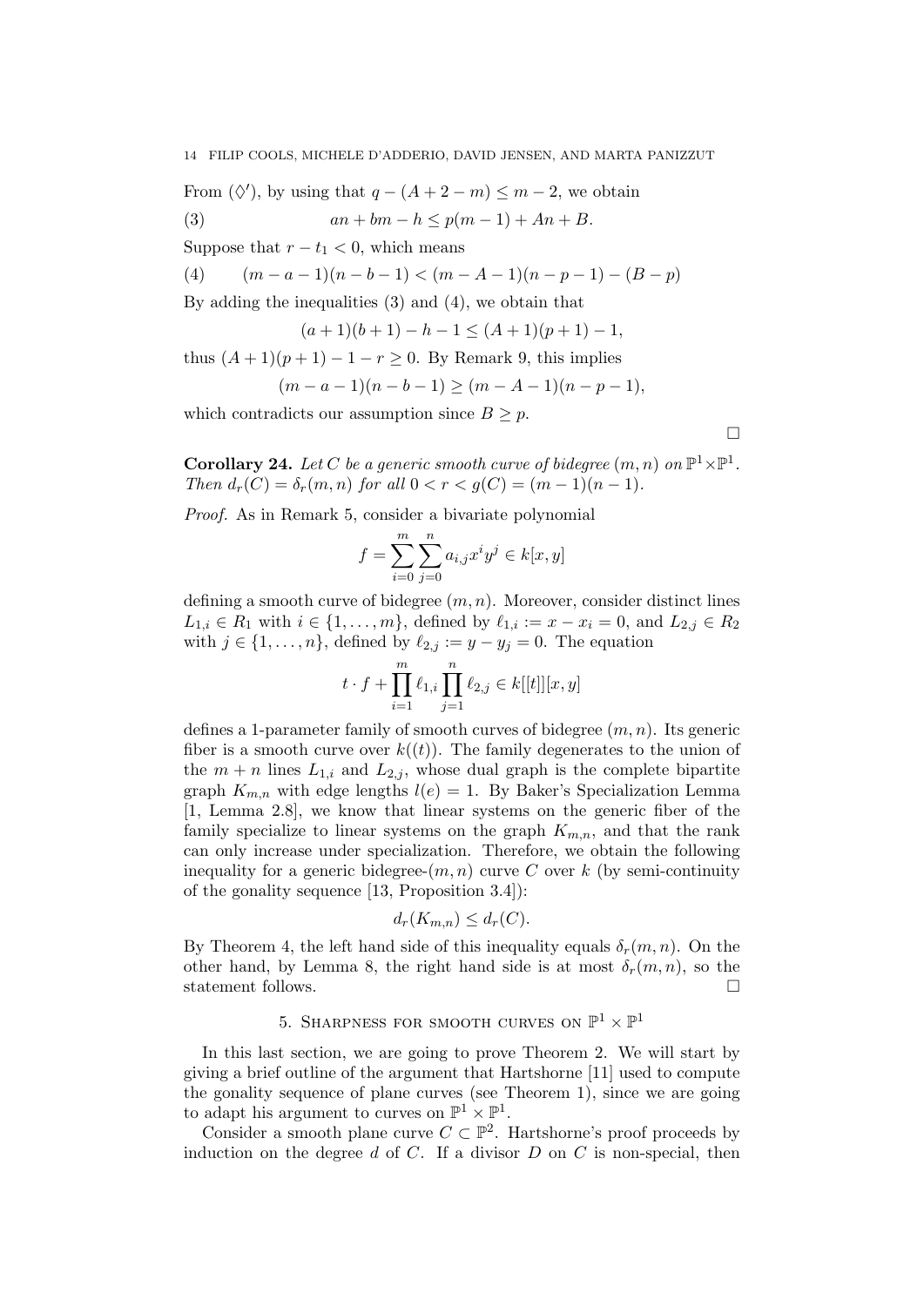From $(\lozenge')$, by using that $q - (A + 2 - m) \leq m - 2$, we obtain

$$an + bm - h \leq p(m-1) + An + B. \tag{3}$$

Suppose that $r - t_1 < 0$, which means

$$(m - a - 1)(n - b - 1) < (m - A - 1)(n - p - 1) - (B - p) \tag{4}$$

By adding the inequalities (3) and (4), we obtain that

$$(a + 1)(b + 1) - h - 1 \leq (A + 1)(p + 1) - 1,$$

thus $(A + 1)(p + 1) - 1 - r \geq 0$. By Remark 9, this implies

$$(m - a - 1)(n - b - 1) \geq (m - A - 1)(n - p - 1),$$

which contradicts our assumption since $B \geq p$. □

**Corollary 24.** *Let $C$ be a generic smooth curve of bidegree $(m, n)$ on $\mathbb{P}^1 \times \mathbb{P}^1$. Then $d_r(C) = \delta_r(m, n)$ for all $0 < r < g(C) = (m - 1)(n - 1)$.*

*Proof.* As in Remark 5, consider a bivariate polynomial

$$f = \sum_{i=0}^{m} \sum_{j=0}^{n} a_{i,j} x^i y^j \in k[x, y]$$

defining a smooth curve of bidegree $(m, n)$. Moreover, consider distinct lines $L_{1,i} \in R_1$ with $i \in \{1, \ldots, m\}$, defined by $\ell_{1,i} := x - x_i = 0$, and $L_{2,j} \in R_2$ with $j \in \{1, \ldots, n\}$, defined by $\ell_{2,j} := y - y_j = 0$. The equation

$$t \cdot f + \prod_{i=1}^{m} \ell_{1,i} \prod_{j=1}^{n} \ell_{2,j} \in k[[t]][x, y]$$

defines a 1-parameter family of smooth curves of bidegree $(m, n)$. Its generic fiber is a smooth curve over $k((t))$. The family degenerates to the union of the $m + n$ lines $L_{1,i}$ and $L_{2,j}$, whose dual graph is the complete bipartite graph $K_{m,n}$ with edge lengths $l(e) = 1$. By Baker's Specialization Lemma [1, Lemma 2.8], we know that linear systems on the generic fiber of the family specialize to linear systems on the graph $K_{m,n}$, and that the rank can only increase under specialization. Therefore, we obtain the following inequality for a generic bidegree-$(m, n)$ curve $C$ over $k$ (by semi-continuity of the gonality sequence [13, Proposition 3.4]):

$$d_r(K_{m,n}) \leq d_r(C).$$

By Theorem 4, the left hand side of this inequality equals $\delta_r(m, n)$. On the other hand, by Lemma 8, the right hand side is at most $\delta_r(m, n)$, so the statement follows. □

## 5. Sharpness for smooth curves on $\mathbb{P}^1 \times \mathbb{P}^1$

In this last section, we are going to prove Theorem 2. We will start by giving a brief outline of the argument that Hartshorne [11] used to compute the gonality sequence of plane curves (see Theorem 1), since we are going to adapt his argument to curves on $\mathbb{P}^1 \times \mathbb{P}^1$.

Consider a smooth plane curve $C \subset \mathbb{P}^2$. Hartshorne's proof proceeds by induction on the degree $d$ of $C$. If a divisor $D$ on $C$ is non-special, then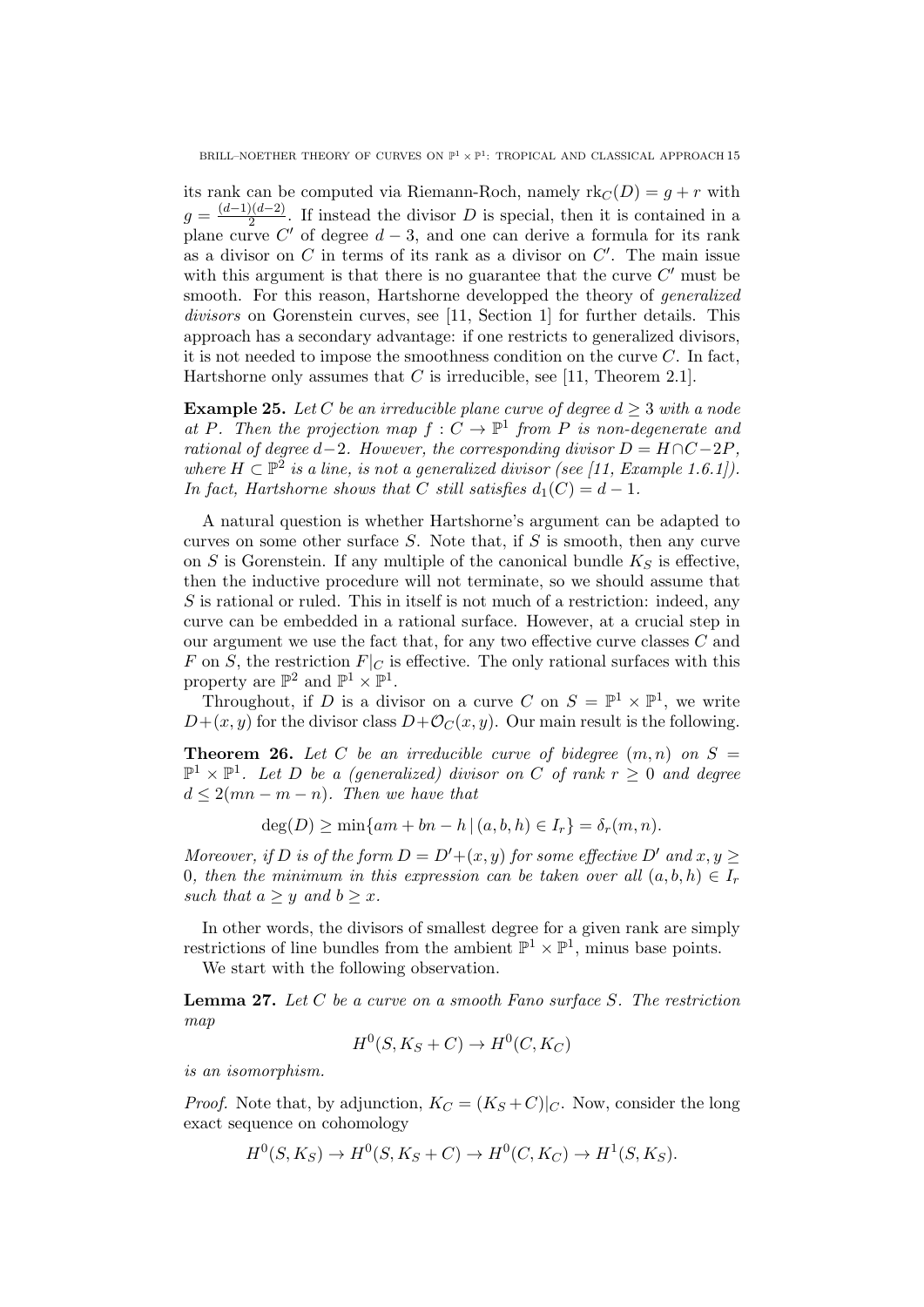its rank can be computed via Riemann-Roch, namely $\mathrm{rk}_C(D) = g + r$ with $g = \frac{(d-1)(d-2)}{2}$. If instead the divisor $D$ is special, then it is contained in a plane curve $C'$ of degree $d-3$, and one can derive a formula for its rank as a divisor on $C$ in terms of its rank as a divisor on $C'$. The main issue with this argument is that there is no guarantee that the curve $C'$ must be smooth. For this reason, Hartshorne developped the theory of *generalized divisors* on Gorenstein curves, see [11, Section 1] for further details. This approach has a secondary advantage: if one restricts to generalized divisors, it is not needed to impose the smoothness condition on the curve $C$. In fact, Hartshorne only assumes that $C$ is irreducible, see [11, Theorem 2.1].

**Example 25.** *Let $C$ be an irreducible plane curve of degree $d \geq 3$ with a node at $P$. Then the projection map $f : C \to \mathbb{P}^1$ from $P$ is non-degenerate and rational of degree $d-2$. However, the corresponding divisor $D = H \cap C - 2P$, where $H \subset \mathbb{P}^2$ is a line, is not a generalized divisor (see [11, Example 1.6.1]). In fact, Hartshorne shows that $C$ still satisfies $d_1(C) = d - 1$.*

A natural question is whether Hartshorne's argument can be adapted to curves on some other surface $S$. Note that, if $S$ is smooth, then any curve on $S$ is Gorenstein. If any multiple of the canonical bundle $K_S$ is effective, then the inductive procedure will not terminate, so we should assume that $S$ is rational or ruled. This in itself is not much of a restriction: indeed, any curve can be embedded in a rational surface. However, at a crucial step in our argument we use the fact that, for any two effective curve classes $C$ and $F$ on $S$, the restriction $F|_C$ is effective. The only rational surfaces with this property are $\mathbb{P}^2$ and $\mathbb{P}^1 \times \mathbb{P}^1$.

Throughout, if $D$ is a divisor on a curve $C$ on $S = \mathbb{P}^1 \times \mathbb{P}^1$, we write $D+(x, y)$ for the divisor class $D + \mathcal{O}_C(x, y)$. Our main result is the following.

**Theorem 26.** *Let $C$ be an irreducible curve of bidegree $(m, n)$ on $S = \mathbb{P}^1 \times \mathbb{P}^1$. Let $D$ be a (generalized) divisor on $C$ of rank $r \geq 0$ and degree $d \leq 2(mn - m - n)$. Then we have that*

$$\deg(D) \geq \min\{am + bn - h \,|\, (a, b, h) \in I_r\} = \delta_r(m, n).$$

*Moreover, if $D$ is of the form $D = D' + (x, y)$ for some effective $D'$ and $x, y \geq 0$, then the minimum in this expression can be taken over all $(a, b, h) \in I_r$ such that $a \geq y$ and $b \geq x$.*

In other words, the divisors of smallest degree for a given rank are simply restrictions of line bundles from the ambient $\mathbb{P}^1 \times \mathbb{P}^1$, minus base points.

We start with the following observation.

**Lemma 27.** *Let $C$ be a curve on a smooth Fano surface $S$. The restriction map*

$$H^0(S, K_S + C) \to H^0(C, K_C)$$

*is an isomorphism.*

*Proof.* Note that, by adjunction, $K_C = (K_S + C)|_C$. Now, consider the long exact sequence on cohomology

$$H^0(S, K_S) \to H^0(S, K_S + C) \to H^0(C, K_C) \to H^1(S, K_S).$$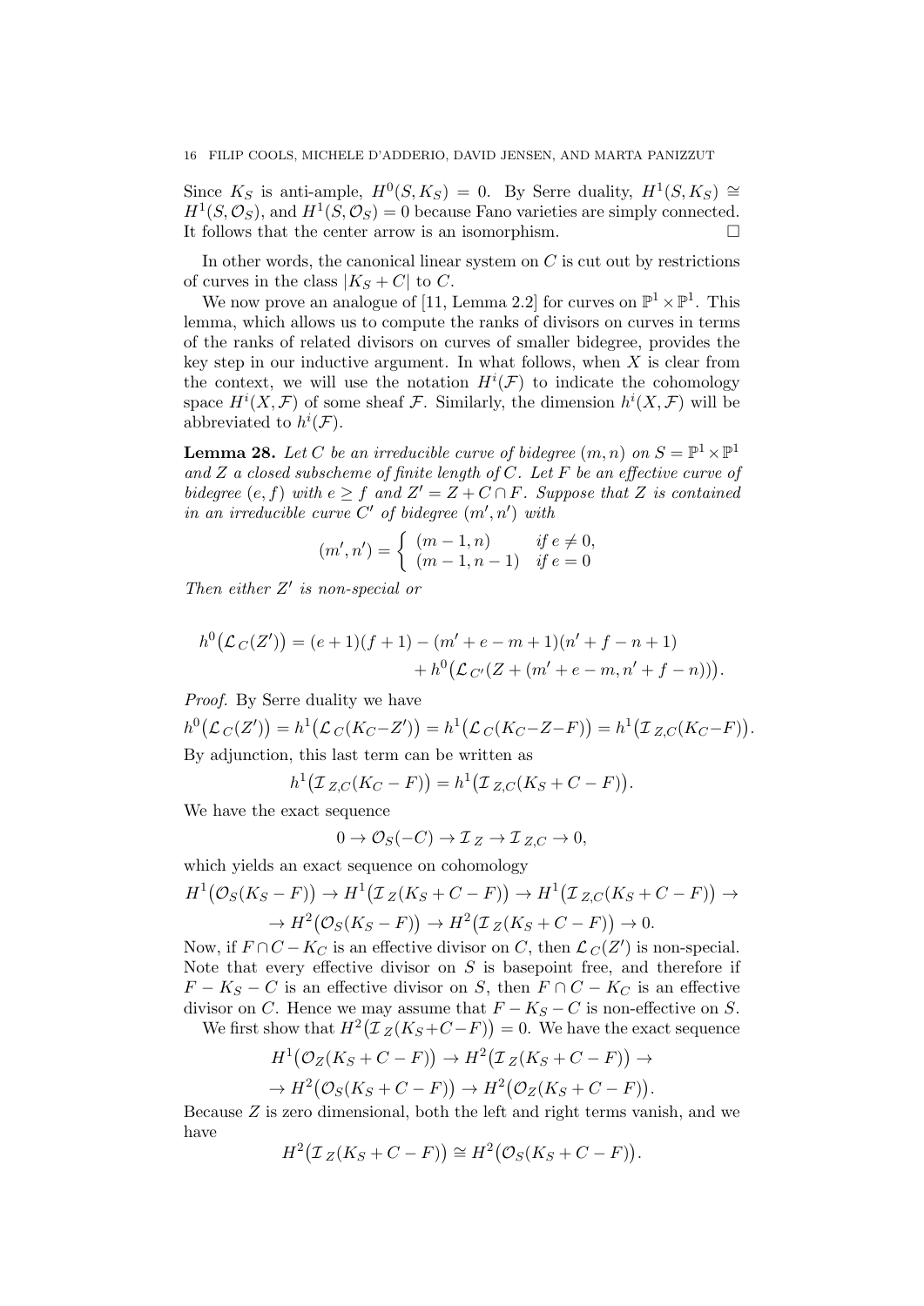Since $K_S$ is anti-ample, $H^0(S, K_S) = 0$. By Serre duality, $H^1(S, K_S) \cong H^1(S, \mathcal{O}_S)$, and $H^1(S, \mathcal{O}_S) = 0$ because Fano varieties are simply connected. It follows that the center arrow is an isomorphism. $\square$

In other words, the canonical linear system on $C$ is cut out by restrictions of curves in the class $|K_S + C|$ to $C$.

We now prove an analogue of [11, Lemma 2.2] for curves on $\mathbb{P}^1 \times \mathbb{P}^1$. This lemma, which allows us to compute the ranks of divisors on curves in terms of the ranks of related divisors on curves of smaller bidegree, provides the key step in our inductive argument. In what follows, when $X$ is clear from the context, we will use the notation $H^i(\mathcal{F})$ to indicate the cohomology space $H^i(X, \mathcal{F})$ of some sheaf $\mathcal{F}$. Similarly, the dimension $h^i(X, \mathcal{F})$ will be abbreviated to $h^i(\mathcal{F})$.

**Lemma 28.** *Let $C$ be an irreducible curve of bidegree $(m, n)$ on $S = \mathbb{P}^1 \times \mathbb{P}^1$ and $Z$ a closed subscheme of finite length of $C$. Let $F$ be an effective curve of bidegree $(e, f)$ with $e \geq f$ and $Z' = Z + C \cap F$. Suppose that $Z$ is contained in an irreducible curve $C'$ of bidegree $(m', n')$ with*

$$(m', n') = \begin{cases} (m-1, n) & \text{if } e \neq 0, \\ (m-1, n-1) & \text{if } e = 0 \end{cases}$$

*Then either $Z'$ is non-special or*

$$h^0\big(\mathcal{L}_C(Z')\big) = (e+1)(f+1) - (m' + e - m + 1)(n' + f - n + 1) + h^0\big(\mathcal{L}_{C'}(Z + (m' + e - m, n' + f - n))\big).$$

*Proof.* By Serre duality we have

$$h^0\big(\mathcal{L}_C(Z')\big) = h^1\big(\mathcal{L}_C(K_C - Z')\big) = h^1\big(\mathcal{L}_C(K_C - Z - F)\big) = h^1\big(\mathcal{I}_{Z,C}(K_C - F)\big).$$

By adjunction, this last term can be written as

$$h^1\big(\mathcal{I}_{Z,C}(K_C - F)\big) = h^1\big(\mathcal{I}_{Z,C}(K_S + C - F)\big).$$

We have the exact sequence

$$0 \to \mathcal{O}_S(-C) \to \mathcal{I}_Z \to \mathcal{I}_{Z,C} \to 0,$$

which yields an exact sequence on cohomology

$$H^1\big(\mathcal{O}_S(K_S - F)\big) \to H^1\big(\mathcal{I}_Z(K_S + C - F)\big) \to H^1\big(\mathcal{I}_{Z,C}(K_S + C - F)\big) \to$$
$$\to H^2\big(\mathcal{O}_S(K_S - F)\big) \to H^2\big(\mathcal{I}_Z(K_S + C - F)\big) \to 0.$$

Now, if $F \cap C - K_C$ is an effective divisor on $C$, then $\mathcal{L}_C(Z')$ is non-special. Note that every effective divisor on $S$ is basepoint free, and therefore if $F - K_S - C$ is an effective divisor on $S$, then $F \cap C - K_C$ is an effective divisor on $C$. Hence we may assume that $F - K_S - C$ is non-effective on $S$.

We first show that $H^2\big(\mathcal{I}_Z(K_S + C - F)\big) = 0$. We have the exact sequence

$$H^1\big(\mathcal{O}_Z(K_S + C - F)\big) \to H^2\big(\mathcal{I}_Z(K_S + C - F)\big) \to$$
$$\to H^2\big(\mathcal{O}_S(K_S + C - F)\big) \to H^2\big(\mathcal{O}_Z(K_S + C - F)\big).$$

Because $Z$ is zero dimensional, both the left and right terms vanish, and we have

$$H^2\big(\mathcal{I}_Z(K_S + C - F)\big) \cong H^2\big(\mathcal{O}_S(K_S + C - F)\big).$$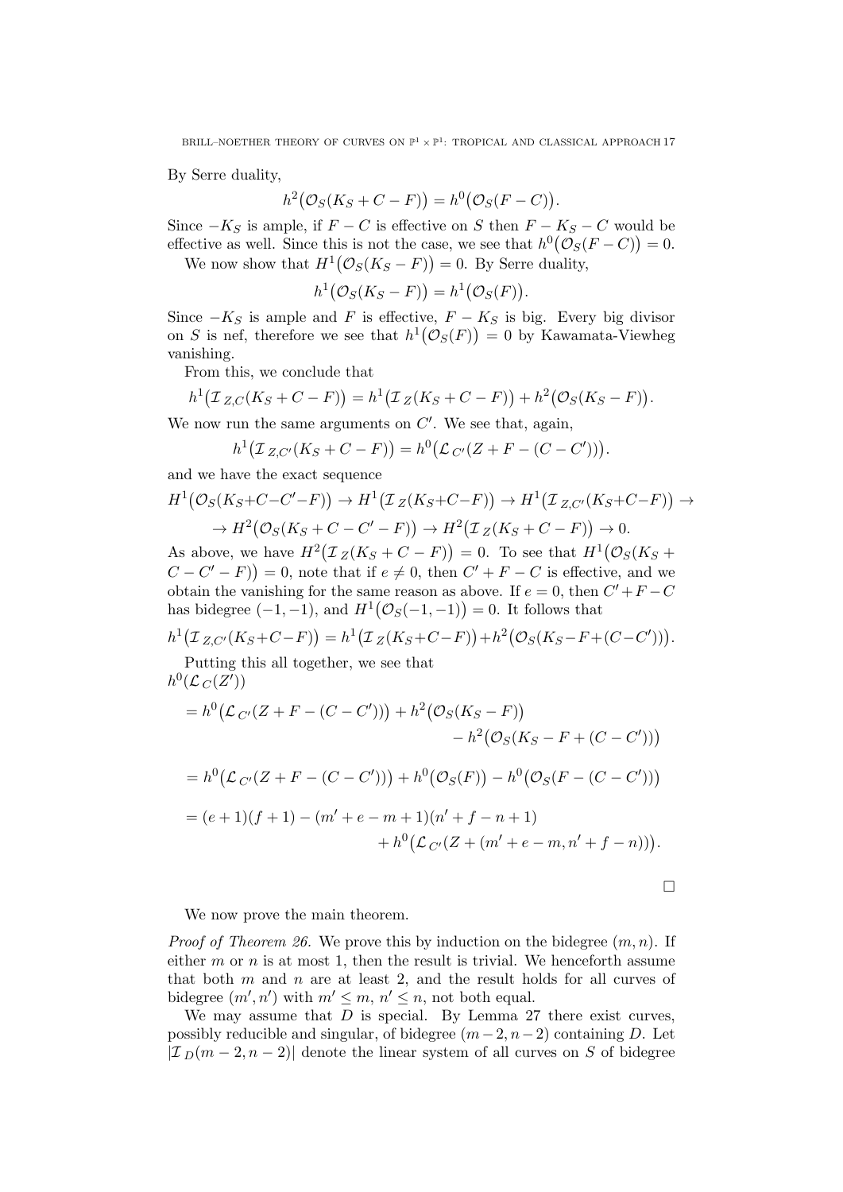By Serre duality,

$$h^2\big(\mathcal{O}_S(K_S + C - F)\big) = h^0\big(\mathcal{O}_S(F - C)\big).$$

Since $-K_S$ is ample, if $F - C$ is effective on $S$ then $F - K_S - C$ would be effective as well. Since this is not the case, we see that $h^0\big(\mathcal{O}_S(F - C)\big) = 0$.

We now show that $H^1\big(\mathcal{O}_S(K_S - F)\big) = 0$. By Serre duality,

$$h^1\big(\mathcal{O}_S(K_S - F)\big) = h^1\big(\mathcal{O}_S(F)\big).$$

Since $-K_S$ is ample and $F$ is effective, $F - K_S$ is big. Every big divisor on $S$ is nef, therefore we see that $h^1\big(\mathcal{O}_S(F)\big) = 0$ by Kawamata-Viewheg vanishing.

From this, we conclude that

$$h^1\big(\mathcal{I}_{Z,C}(K_S + C - F)\big) = h^1\big(\mathcal{I}_Z(K_S + C - F)\big) + h^2\big(\mathcal{O}_S(K_S - F)\big).$$

We now run the same arguments on $C'$. We see that, again,

$$h^1\big(\mathcal{I}_{Z,C'}(K_S + C - F)\big) = h^0\big(\mathcal{L}_{C'}(Z + F - (C - C'))\big).$$

and we have the exact sequence

$$H^1\big(\mathcal{O}_S(K_S + C - C' - F)\big) \to H^1\big(\mathcal{I}_Z(K_S + C - F)\big) \to H^1\big(\mathcal{I}_{Z,C'}(K_S + C - F)\big) \to$$
$$\to H^2\big(\mathcal{O}_S(K_S + C - C' - F)\big) \to H^2\big(\mathcal{I}_Z(K_S + C - F)\big) \to 0.$$

As above, we have $H^2\big(\mathcal{I}_Z(K_S + C - F)\big) = 0$. To see that $H^1\big(\mathcal{O}_S(K_S + C - C' - F)\big) = 0$, note that if $e \neq 0$, then $C' + F - C$ is effective, and we obtain the vanishing for the same reason as above. If $e = 0$, then $C' + F - C$ has bidegree $(-1, -1)$, and $H^1\big(\mathcal{O}_S(-1, -1)\big) = 0$. It follows that

$$h^1\big(\mathcal{I}_{Z,C'}(K_S + C - F)\big) = h^1\big(\mathcal{I}_Z(K_S + C - F)\big) + h^2\big(\mathcal{O}_S(K_S - F + (C - C'))\big).$$

Putting this all together, we see that

$$\begin{aligned}
h^0(\mathcal{L}_C(Z')) &= h^0\big(\mathcal{L}_{C'}(Z + F - (C - C'))\big) + h^2\big(\mathcal{O}_S(K_S - F)\big) \\
&\qquad\qquad - h^2\big(\mathcal{O}_S(K_S - F + (C - C'))\big) \\
&= h^0\big(\mathcal{L}_{C'}(Z + F - (C - C'))\big) + h^0\big(\mathcal{O}_S(F)\big) - h^0\big(\mathcal{O}_S(F - (C - C'))\big) \\
&= (e + 1)(f + 1) - (m' + e - m + 1)(n' + f - n + 1) \\
&\qquad\qquad + h^0\big(\mathcal{L}_{C'}(Z + (m' + e - m, n' + f - n))\big).
\end{aligned}$$

□

We now prove the main theorem.

*Proof of Theorem 26.* We prove this by induction on the bidegree $(m, n)$. If either $m$ or $n$ is at most 1, then the result is trivial. We henceforth assume that both $m$ and $n$ are at least 2, and the result holds for all curves of bidegree $(m', n')$ with $m' \leq m$, $n' \leq n$, not both equal.

We may assume that $D$ is special. By Lemma 27 there exist curves, possibly reducible and singular, of bidegree $(m - 2, n - 2)$ containing $D$. Let $|\mathcal{I}_D(m - 2, n - 2)|$ denote the linear system of all curves on $S$ of bidegree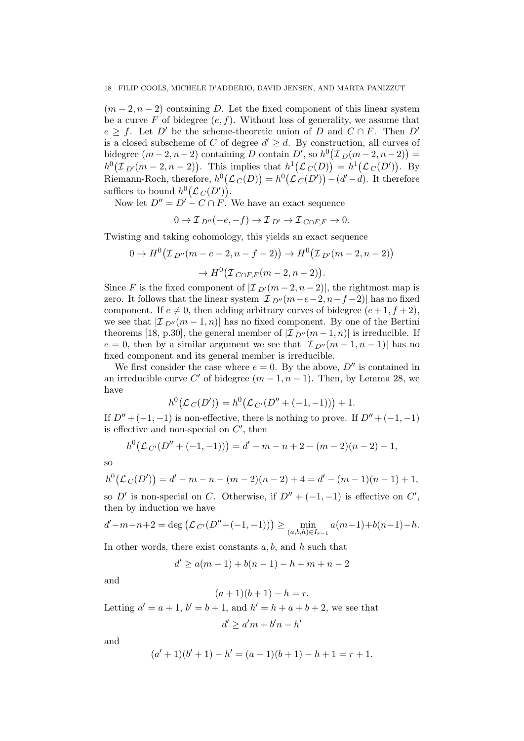$(m-2, n-2)$ containing $D$. Let the fixed component of this linear system be a curve $F$ of bidegree $(e, f)$. Without loss of generality, we assume that $e \geq f$. Let $D'$ be the scheme-theoretic union of $D$ and $C \cap F$. Then $D'$ is a closed subscheme of $C$ of degree $d' \geq d$. By construction, all curves of bidegree $(m-2, n-2)$ containing $D$ contain $D'$, so $h^0\big(\mathcal{I}_D(m-2, n-2)\big) = h^0\big(\mathcal{I}_{D'}(m-2, n-2)\big)$. This implies that $h^1\big(\mathcal{L}_C(D)\big) = h^1\big(\mathcal{L}_C(D')\big)$. By Riemann-Roch, therefore, $h^0\big(\mathcal{L}_C(D)\big) = h^0\big(\mathcal{L}_C(D')\big) - (d'-d)$. It therefore suffices to bound $h^0\big(\mathcal{L}_C(D')\big)$.

Now let $D'' = D' - C \cap F$. We have an exact sequence

$$0 \to \mathcal{I}_{D''}(-e, -f) \to \mathcal{I}_{D'} \to \mathcal{I}_{C \cap F, F} \to 0.$$

Twisting and taking cohomology, this yields an exact sequence

$$0 \to H^0\big(\mathcal{I}_{D''}(m-e-2, n-f-2)\big) \to H^0\big(\mathcal{I}_{D'}(m-2, n-2)\big) \\ \to H^0\big(\mathcal{I}_{C \cap F, F}(m-2, n-2)\big).$$

Since $F$ is the fixed component of $|\mathcal{I}_{D'}(m-2, n-2)|$, the rightmost map is zero. It follows that the linear system $|\mathcal{I}_{D''}(m-e-2, n-f-2)|$ has no fixed component. If $e \neq 0$, then adding arbitrary curves of bidegree $(e+1, f+2)$, we see that $|\mathcal{I}_{D''}(m-1, n)|$ has no fixed component. By one of the Bertini theorems [18, p.30], the general member of $|\mathcal{I}_{D''}(m-1, n)|$ is irreducible. If $e = 0$, then by a similar argument we see that $|\mathcal{I}_{D''}(m-1, n-1)|$ has no fixed component and its general member is irreducible.

We first consider the case where $e = 0$. By the above, $D''$ is contained in an irreducible curve $C'$ of bidegree $(m-1, n-1)$. Then, by Lemma 28, we have

$$h^0\big(\mathcal{L}_C(D')\big) = h^0\big(\mathcal{L}_{C'}(D'' + (-1, -1))\big) + 1.$$

If $D'' + (-1, -1)$ is non-effective, there is nothing to prove. If $D'' + (-1, -1)$ is effective and non-special on $C'$, then

$$h^0\big(\mathcal{L}_{C'}(D'' + (-1, -1))\big) = d' - m - n + 2 - (m-2)(n-2) + 1,$$

so

$$h^0\big(\mathcal{L}_C(D')\big) = d' - m - n - (m-2)(n-2) + 4 = d' - (m-1)(n-1) + 1,$$

so $D'$ is non-special on $C$. Otherwise, if $D'' + (-1, -1)$ is effective on $C'$, then by induction we have

$$d' - m - n + 2 = \deg\big(\mathcal{L}_{C'}(D'' + (-1, -1))\big) \geq \min_{(a,b,h) \in I_{r-1}} a(m-1) + b(n-1) - h.$$

In other words, there exist constants $a, b$, and $h$ such that

$$d' \geq a(m-1) + b(n-1) - h + m + n - 2$$

and

$$(a+1)(b+1) - h = r.$$

Letting $a' = a+1$, $b' = b+1$, and $h' = h + a + b + 2$, we see that

$$d' \geq a'm + b'n - h'$$

and

$$(a'+1)(b'+1) - h' = (a+1)(b+1) - h + 1 = r + 1.$$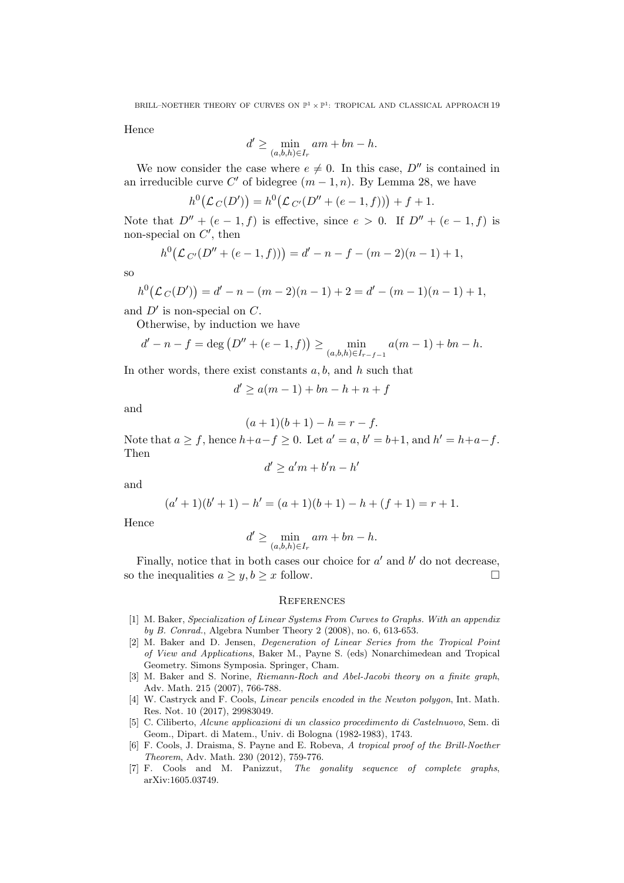Hence

$$d' \geq \min_{(a,b,h)\in I_r} am + bn - h.$$

We now consider the case where $e \neq 0$. In this case, $D''$ is contained in an irreducible curve $C'$ of bidegree $(m-1, n)$. By Lemma 28, we have

$$h^0\big(\mathcal{L}_C(D')\big) = h^0\big(\mathcal{L}_{C'}(D'' + (e-1, f))\big) + f + 1.$$

Note that $D'' + (e-1, f)$ is effective, since $e > 0$. If $D'' + (e-1, f)$ is non-special on $C'$, then

$$h^0\big(\mathcal{L}_{C'}(D'' + (e-1, f))\big) = d' - n - f - (m-2)(n-1) + 1,$$

so

$$h^0\big(\mathcal{L}_C(D')\big) = d' - n - (m-2)(n-1) + 2 = d' - (m-1)(n-1) + 1,$$

and $D'$ is non-special on $C$.

Otherwise, by induction we have

$$d' - n - f = \deg\big(D'' + (e-1, f)\big) \geq \min_{(a,b,h)\in I_{r-f-1}} a(m-1) + bn - h.$$

In other words, there exist constants $a, b$, and $h$ such that

$$d' \geq a(m-1) + bn - h + n + f$$

and

$$(a+1)(b+1) - h = r - f.$$

Note that $a \geq f$, hence $h + a - f \geq 0$. Let $a' = a$, $b' = b+1$, and $h' = h + a - f$. Then

$$d' \geq a'm + b'n - h'$$

and

$$(a'+1)(b'+1) - h' = (a+1)(b+1) - h + (f+1) = r + 1.$$

Hence

$$d' \geq \min_{(a,b,h)\in I_r} am + bn - h.$$

Finally, notice that in both cases our choice for $a'$ and $b'$ do not decrease, so the inequalities $a \geq y, b \geq x$ follow. $\square$

## References

[1] M. Baker, *Specialization of Linear Systems From Curves to Graphs. With an appendix by B. Conrad.*, Algebra Number Theory 2 (2008), no. 6, 613-653.

[2] M. Baker and D. Jensen, *Degeneration of Linear Series from the Tropical Point of View and Applications*, Baker M., Payne S. (eds) Nonarchimedean and Tropical Geometry. Simons Symposia. Springer, Cham.

[3] M. Baker and S. Norine, *Riemann-Roch and Abel-Jacobi theory on a finite graph*, Adv. Math. 215 (2007), 766-788.

[4] W. Castryck and F. Cools, *Linear pencils encoded in the Newton polygon*, Int. Math. Res. Not. 10 (2017), 29983049.

[5] C. Ciliberto, *Alcune applicazioni di un classico procedimento di Castelnuovo*, Sem. di Geom., Dipart. di Matem., Univ. di Bologna (1982-1983), 1743.

[6] F. Cools, J. Draisma, S. Payne and E. Robeva, *A tropical proof of the Brill-Noether Theorem*, Adv. Math. 230 (2012), 759-776.

[7] F. Cools and M. Panizzut, *The gonality sequence of complete graphs*, arXiv:1605.03749.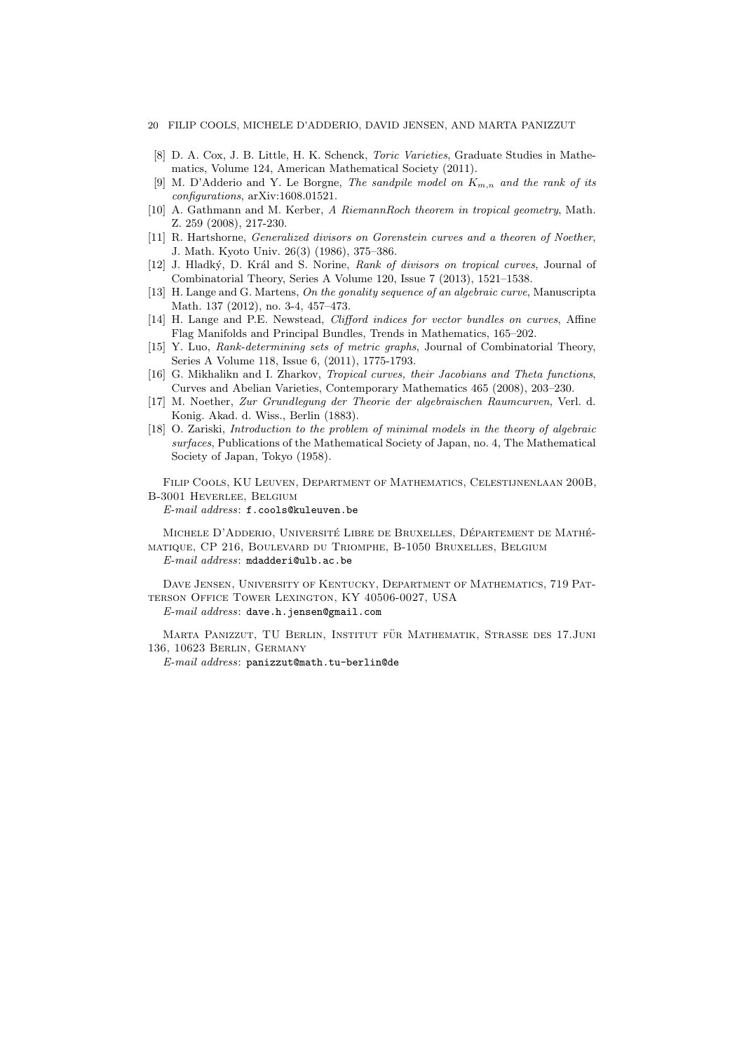[8] D. A. Cox, J. B. Little, H. K. Schenck, *Toric Varieties*, Graduate Studies in Mathematics, Volume 124, American Mathematical Society (2011).

[9] M. D'Adderio and Y. Le Borgne, *The sandpile model on $K_{m,n}$ and the rank of its configurations*, arXiv:1608.01521.

[10] A. Gathmann and M. Kerber, *A RiemannRoch theorem in tropical geometry*, Math. Z. 259 (2008), 217-230.

[11] R. Hartshorne, *Generalized divisors on Gorenstein curves and a theoren of Noether*, J. Math. Kyoto Univ. 26(3) (1986), 375–386.

[12] J. Hladký, D. Král and S. Norine, *Rank of divisors on tropical curves*, Journal of Combinatorial Theory, Series A Volume 120, Issue 7 (2013), 1521–1538.

[13] H. Lange and G. Martens, *On the gonality sequence of an algebraic curve*, Manuscripta Math. 137 (2012), no. 3-4, 457–473.

[14] H. Lange and P.E. Newstead, *Clifford indices for vector bundles on curves*, Affine Flag Manifolds and Principal Bundles, Trends in Mathematics, 165–202.

[15] Y. Luo, *Rank-determining sets of metric graphs*, Journal of Combinatorial Theory, Series A Volume 118, Issue 6, (2011), 1775-1793.

[16] G. Mikhalikn and I. Zharkov, *Tropical curves, their Jacobians and Theta functions*, Curves and Abelian Varieties, Contemporary Mathematics 465 (2008), 203–230.

[17] M. Noether, *Zur Grundlegung der Theorie der algebraischen Raumcurven*, Verl. d. Konig. Akad. d. Wiss., Berlin (1883).

[18] O. Zariski, *Introduction to the problem of minimal models in the theory of algebraic surfaces*, Publications of the Mathematical Society of Japan, no. 4, The Mathematical Society of Japan, Tokyo (1958).

Filip Cools, KU Leuven, Department of Mathematics, Celestijnenlaan 200B, B-3001 Heverlee, Belgium

*E-mail address*: f.cools@kuleuven.be

Michele D'Adderio, Université Libre de Bruxelles, Département de Mathématique, CP 216, Boulevard du Triomphe, B-1050 Bruxelles, Belgium

*E-mail address*: mdadderi@ulb.ac.be

Dave Jensen, University of Kentucky, Department of Mathematics, 719 Patterson Office Tower Lexington, KY 40506-0027, USA

*E-mail address*: dave.h.jensen@gmail.com

Marta Panizzut, TU Berlin, Institut für Mathematik, Strasse des 17.Juni 136, 10623 Berlin, Germany

*E-mail address*: panizzut@math.tu-berlin@de